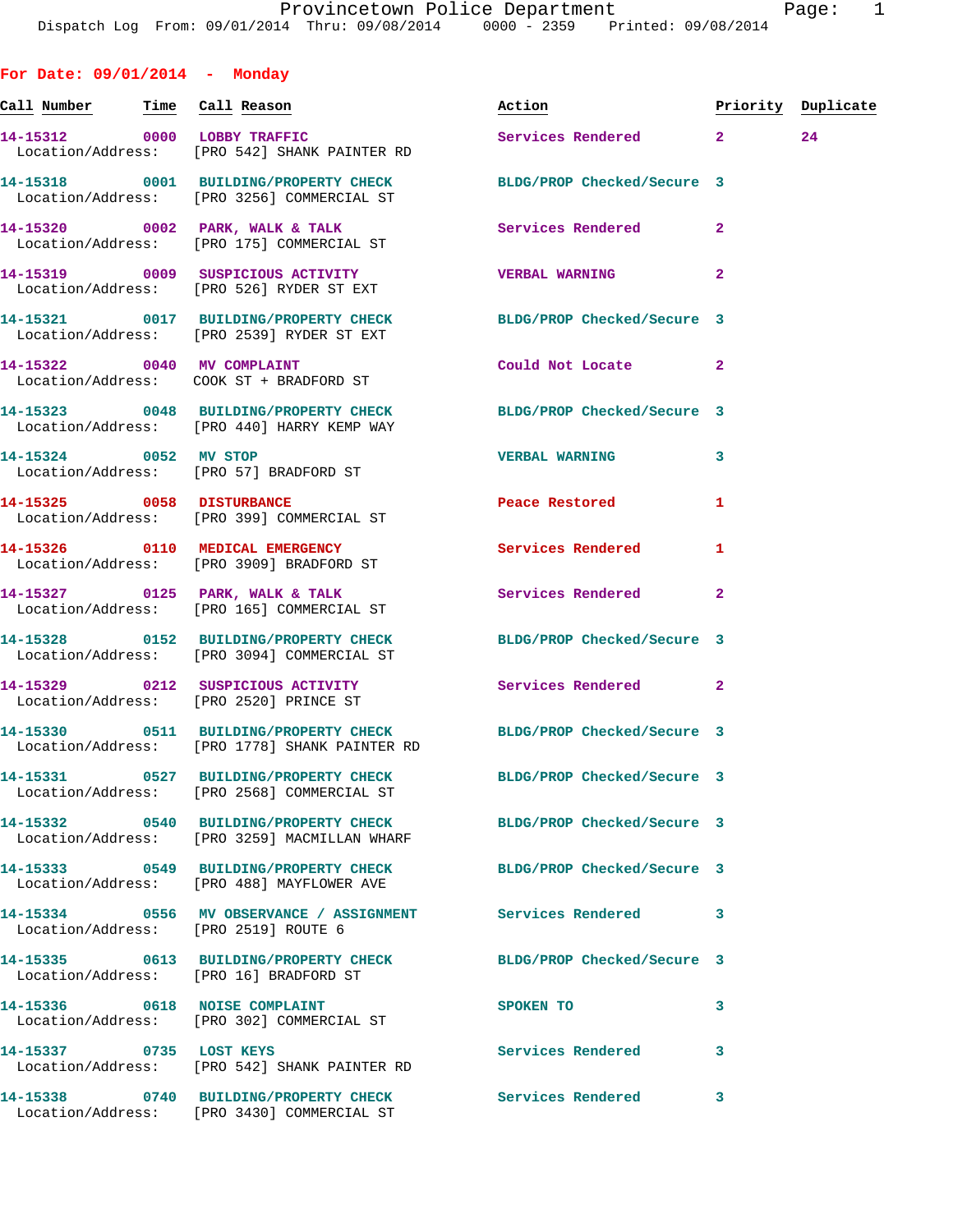## For Date: 09/01/2014 - Monday

| Call Number | Time | Call Reason | Action | Priority | Duplicate |
|---|---|---|---|---|---|
| 14-15312 | 0000 | LOBBY TRAFFIC | Services Rendered | 2 | 24 |
| Location/Address: | | [PRO 542] SHANK PAINTER RD | | | |
| 14-15318 | 0001 | BUILDING/PROPERTY CHECK | BLDG/PROP Checked/Secure | 3 | |
| Location/Address: | | [PRO 3256] COMMERCIAL ST | | | |
| 14-15320 | 0002 | PARK, WALK & TALK | Services Rendered | 2 | |
| Location/Address: | | [PRO 175] COMMERCIAL ST | | | |
| 14-15319 | 0009 | SUSPICIOUS ACTIVITY | VERBAL WARNING | 2 | |
| Location/Address: | | [PRO 526] RYDER ST EXT | | | |
| 14-15321 | 0017 | BUILDING/PROPERTY CHECK | BLDG/PROP Checked/Secure | 3 | |
| Location/Address: | | [PRO 2539] RYDER ST EXT | | | |
| 14-15322 | 0040 | MV COMPLAINT | Could Not Locate | 2 | |
| Location/Address: | | COOK ST + BRADFORD ST | | | |
| 14-15323 | 0048 | BUILDING/PROPERTY CHECK | BLDG/PROP Checked/Secure | 3 | |
| Location/Address: | | [PRO 440] HARRY KEMP WAY | | | |
| 14-15324 | 0052 | MV STOP | VERBAL WARNING | 3 | |
| Location/Address: | | [PRO 57] BRADFORD ST | | | |
| 14-15325 | 0058 | DISTURBANCE | Peace Restored | 1 | |
| Location/Address: | | [PRO 399] COMMERCIAL ST | | | |
| 14-15326 | 0110 | MEDICAL EMERGENCY | Services Rendered | 1 | |
| Location/Address: | | [PRO 3909] BRADFORD ST | | | |
| 14-15327 | 0125 | PARK, WALK & TALK | Services Rendered | 2 | |
| Location/Address: | | [PRO 165] COMMERCIAL ST | | | |
| 14-15328 | 0152 | BUILDING/PROPERTY CHECK | BLDG/PROP Checked/Secure | 3 | |
| Location/Address: | | [PRO 3094] COMMERCIAL ST | | | |
| 14-15329 | 0212 | SUSPICIOUS ACTIVITY | Services Rendered | 2 | |
| Location/Address: | | [PRO 2520] PRINCE ST | | | |
| 14-15330 | 0511 | BUILDING/PROPERTY CHECK | BLDG/PROP Checked/Secure | 3 | |
| Location/Address: | | [PRO 1778] SHANK PAINTER RD | | | |
| 14-15331 | 0527 | BUILDING/PROPERTY CHECK | BLDG/PROP Checked/Secure | 3 | |
| Location/Address: | | [PRO 2568] COMMERCIAL ST | | | |
| 14-15332 | 0540 | BUILDING/PROPERTY CHECK | BLDG/PROP Checked/Secure | 3 | |
| Location/Address: | | [PRO 3259] MACMILLAN WHARF | | | |
| 14-15333 | 0549 | BUILDING/PROPERTY CHECK | BLDG/PROP Checked/Secure | 3 | |
| Location/Address: | | [PRO 488] MAYFLOWER AVE | | | |
| 14-15334 | 0556 | MV OBSERVANCE / ASSIGNMENT | Services Rendered | 3 | |
| Location/Address: | | [PRO 2519] ROUTE 6 | | | |
| 14-15335 | 0613 | BUILDING/PROPERTY CHECK | BLDG/PROP Checked/Secure | 3 | |
| Location/Address: | | [PRO 16] BRADFORD ST | | | |
| 14-15336 | 0618 | NOISE COMPLAINT | SPOKEN TO | 3 | |
| Location/Address: | | [PRO 302] COMMERCIAL ST | | | |
| 14-15337 | 0735 | LOST KEYS | Services Rendered | 3 | |
| Location/Address: | | [PRO 542] SHANK PAINTER RD | | | |
| 14-15338 | 0740 | BUILDING/PROPERTY CHECK | Services Rendered | 3 | |
| Location/Address: | | [PRO 3430] COMMERCIAL ST | | | |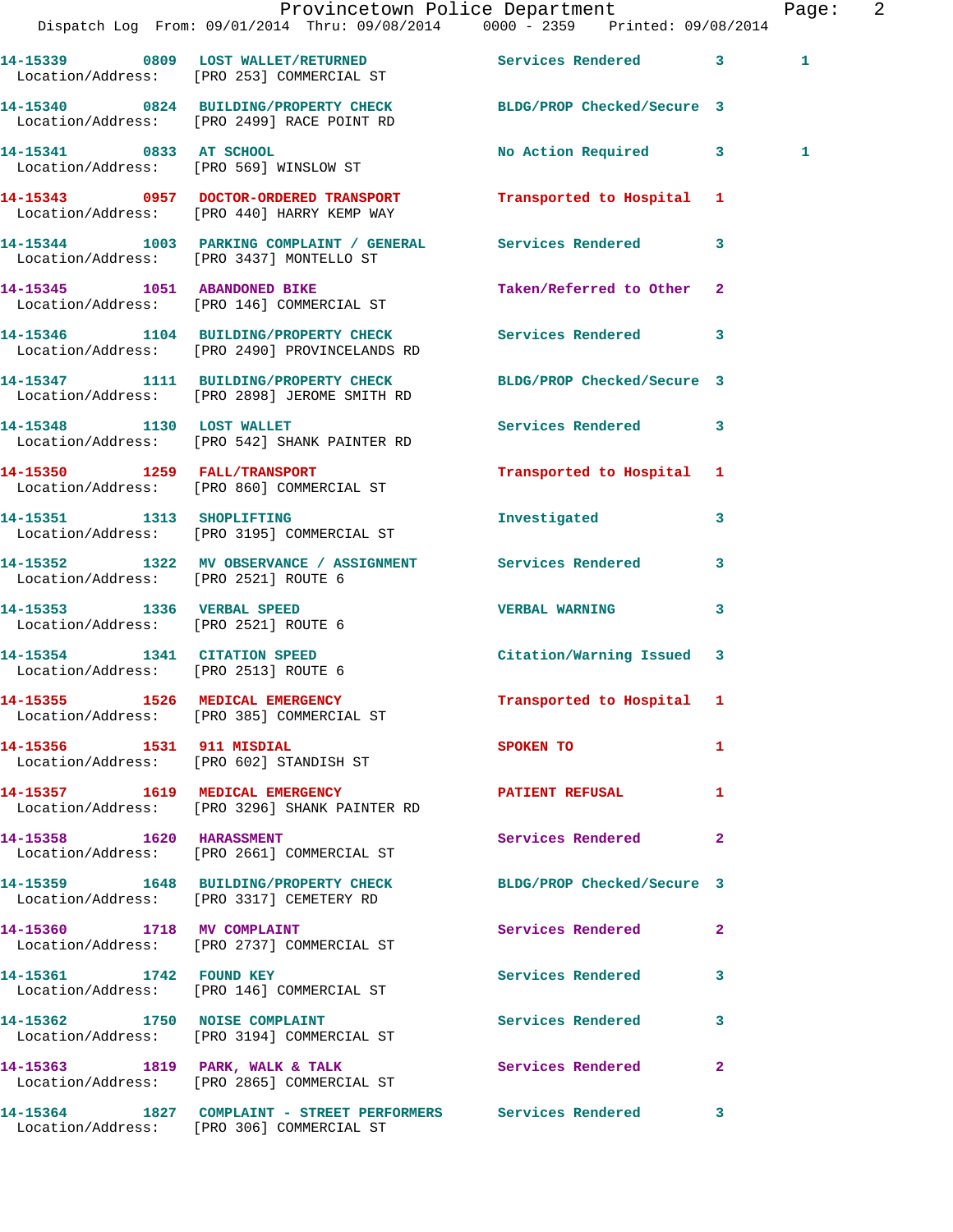14-15339 0809 LOST WALLET/RETURNED Services Rendered 3 1
Location/Address: [PRO 253] COMMERCIAL ST

14-15340 0824 BUILDING/PROPERTY CHECK BLDG/PROP Checked/Secure 3
Location/Address: [PRO 2499] RACE POINT RD

14-15341 0833 AT SCHOOL No Action Required 3 1
Location/Address: [PRO 569] WINSLOW ST

14-15343 0957 DOCTOR-ORDERED TRANSPORT Transported to Hospital 1
Location/Address: [PRO 440] HARRY KEMP WAY

14-15344 1003 PARKING COMPLAINT / GENERAL Services Rendered 3
Location/Address: [PRO 3437] MONTELLO ST

14-15345 1051 ABANDONED BIKE Taken/Referred to Other 2
Location/Address: [PRO 146] COMMERCIAL ST

14-15346 1104 BUILDING/PROPERTY CHECK Services Rendered 3
Location/Address: [PRO 2490] PROVINCELANDS RD

14-15347 1111 BUILDING/PROPERTY CHECK BLDG/PROP Checked/Secure 3
Location/Address: [PRO 2898] JEROME SMITH RD

14-15348 1130 LOST WALLET Services Rendered 3
Location/Address: [PRO 542] SHANK PAINTER RD

14-15350 1259 FALL/TRANSPORT Transported to Hospital 1
Location/Address: [PRO 860] COMMERCIAL ST

14-15351 1313 SHOPLIFTING Investigated 3
Location/Address: [PRO 3195] COMMERCIAL ST

14-15352 1322 MV OBSERVANCE / ASSIGNMENT Services Rendered 3
Location/Address: [PRO 2521] ROUTE 6

14-15353 1336 VERBAL SPEED VERBAL WARNING 3
Location/Address: [PRO 2521] ROUTE 6

14-15354 1341 CITATION SPEED Citation/Warning Issued 3
Location/Address: [PRO 2513] ROUTE 6

14-15355 1526 MEDICAL EMERGENCY Transported to Hospital 1
Location/Address: [PRO 385] COMMERCIAL ST

14-15356 1531 911 MISDIAL SPOKEN TO 1
Location/Address: [PRO 602] STANDISH ST

14-15357 1619 MEDICAL EMERGENCY PATIENT REFUSAL 1
Location/Address: [PRO 3296] SHANK PAINTER RD

14-15358 1620 HARASSMENT Services Rendered 2
Location/Address: [PRO 2661] COMMERCIAL ST

14-15359 1648 BUILDING/PROPERTY CHECK BLDG/PROP Checked/Secure 3
Location/Address: [PRO 3317] CEMETERY RD

14-15360 1718 MV COMPLAINT Services Rendered 2
Location/Address: [PRO 2737] COMMERCIAL ST

14-15361 1742 FOUND KEY Services Rendered 3
Location/Address: [PRO 146] COMMERCIAL ST

14-15362 1750 NOISE COMPLAINT Services Rendered 3
Location/Address: [PRO 3194] COMMERCIAL ST

14-15363 1819 PARK, WALK & TALK Services Rendered 2
Location/Address: [PRO 2865] COMMERCIAL ST

14-15364 1827 COMPLAINT - STREET PERFORMERS Services Rendered 3
Location/Address: [PRO 306] COMMERCIAL ST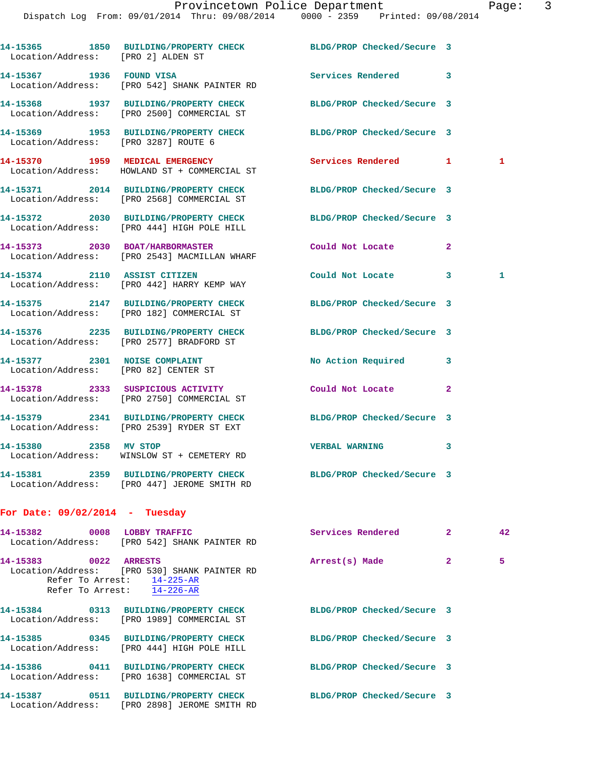14-15365 1850 BUILDING/PROPERTY CHECK BLDG/PROP Checked/Secure 3
Location/Address: [PRO 2] ALDEN ST

14-15367 1936 FOUND VISA Services Rendered 3
Location/Address: [PRO 542] SHANK PAINTER RD

14-15368 1937 BUILDING/PROPERTY CHECK BLDG/PROP Checked/Secure 3
Location/Address: [PRO 2500] COMMERCIAL ST

14-15369 1953 BUILDING/PROPERTY CHECK BLDG/PROP Checked/Secure 3
Location/Address: [PRO 3287] ROUTE 6

14-15370 1959 MEDICAL EMERGENCY Services Rendered 1 1
Location/Address: HOWLAND ST + COMMERCIAL ST

14-15371 2014 BUILDING/PROPERTY CHECK BLDG/PROP Checked/Secure 3
Location/Address: [PRO 2568] COMMERCIAL ST

14-15372 2030 BUILDING/PROPERTY CHECK BLDG/PROP Checked/Secure 3
Location/Address: [PRO 444] HIGH POLE HILL

14-15373 2030 BOAT/HARBORMASTER Could Not Locate 2
Location/Address: [PRO 2543] MACMILLAN WHARF

14-15374 2110 ASSIST CITIZEN Could Not Locate 3 1
Location/Address: [PRO 442] HARRY KEMP WAY

14-15375 2147 BUILDING/PROPERTY CHECK BLDG/PROP Checked/Secure 3
Location/Address: [PRO 182] COMMERCIAL ST

14-15376 2235 BUILDING/PROPERTY CHECK BLDG/PROP Checked/Secure 3
Location/Address: [PRO 2577] BRADFORD ST

14-15377 2301 NOISE COMPLAINT No Action Required 3
Location/Address: [PRO 82] CENTER ST

14-15378 2333 SUSPICIOUS ACTIVITY Could Not Locate 2
Location/Address: [PRO 2750] COMMERCIAL ST

14-15379 2341 BUILDING/PROPERTY CHECK BLDG/PROP Checked/Secure 3
Location/Address: [PRO 2539] RYDER ST EXT

14-15380 2358 MV STOP VERBAL WARNING 3
Location/Address: WINSLOW ST + CEMETERY RD

14-15381 2359 BUILDING/PROPERTY CHECK BLDG/PROP Checked/Secure 3
Location/Address: [PRO 447] JEROME SMITH RD

## For Date: 09/02/2014 - Tuesday

14-15382 0008 LOBBY TRAFFIC Services Rendered 2 42
Location/Address: [PRO 542] SHANK PAINTER RD

14-15383 0022 ARRESTS Arrest(s) Made 2 5
Location/Address: [PRO 530] SHANK PAINTER RD
Refer To Arrest: 14-225-AR
Refer To Arrest: 14-226-AR

14-15384 0313 BUILDING/PROPERTY CHECK BLDG/PROP Checked/Secure 3
Location/Address: [PRO 1989] COMMERCIAL ST

14-15385 0345 BUILDING/PROPERTY CHECK BLDG/PROP Checked/Secure 3
Location/Address: [PRO 444] HIGH POLE HILL

14-15386 0411 BUILDING/PROPERTY CHECK BLDG/PROP Checked/Secure 3
Location/Address: [PRO 1638] COMMERCIAL ST

14-15387 0511 BUILDING/PROPERTY CHECK BLDG/PROP Checked/Secure 3
Location/Address: [PRO 2898] JEROME SMITH RD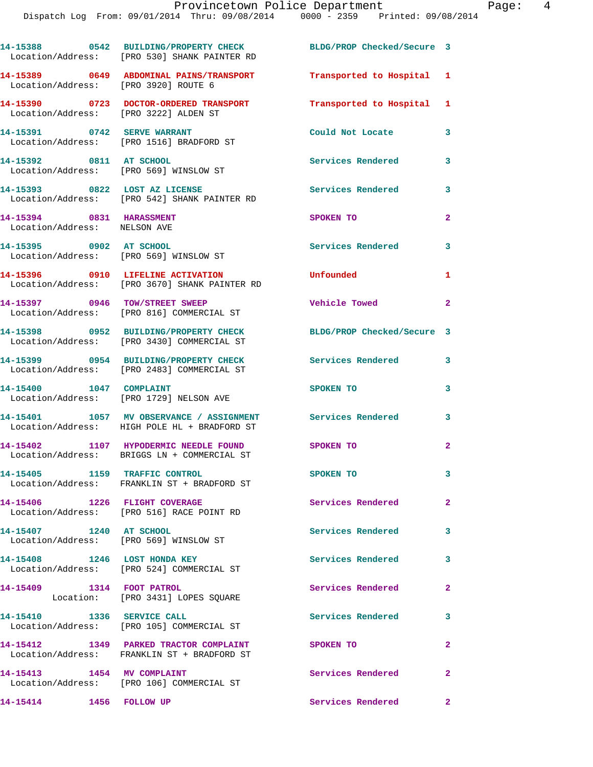14-15388 0542 BUILDING/PROPERTY CHECK BLDG/PROP Checked/Secure 3
Location/Address: [PRO 530] SHANK PAINTER RD

14-15389 0649 ABDOMINAL PAINS/TRANSPORT Transported to Hospital 1
Location/Address: [PRO 3920] ROUTE 6

14-15390 0723 DOCTOR-ORDERED TRANSPORT Transported to Hospital 1
Location/Address: [PRO 3222] ALDEN ST

14-15391 0742 SERVE WARRANT Could Not Locate 3
Location/Address: [PRO 1516] BRADFORD ST

14-15392 0811 AT SCHOOL Services Rendered 3
Location/Address: [PRO 569] WINSLOW ST

14-15393 0822 LOST AZ LICENSE Services Rendered 3
Location/Address: [PRO 542] SHANK PAINTER RD

14-15394 0831 HARASSMENT SPOKEN TO 2
Location/Address: NELSON AVE

14-15395 0902 AT SCHOOL Services Rendered 3
Location/Address: [PRO 569] WINSLOW ST

14-15396 0910 LIFELINE ACTIVATION Unfounded 1
Location/Address: [PRO 3670] SHANK PAINTER RD

14-15397 0946 TOW/STREET SWEEP Vehicle Towed 2
Location/Address: [PRO 816] COMMERCIAL ST

14-15398 0952 BUILDING/PROPERTY CHECK BLDG/PROP Checked/Secure 3
Location/Address: [PRO 3430] COMMERCIAL ST

14-15399 0954 BUILDING/PROPERTY CHECK Services Rendered 3
Location/Address: [PRO 2483] COMMERCIAL ST

14-15400 1047 COMPLAINT SPOKEN TO 3
Location/Address: [PRO 1729] NELSON AVE

14-15401 1057 MV OBSERVANCE / ASSIGNMENT Services Rendered 3
Location/Address: HIGH POLE HL + BRADFORD ST

14-15402 1107 HYPODERMIC NEEDLE FOUND SPOKEN TO 2
Location/Address: BRIGGS LN + COMMERCIAL ST

14-15405 1159 TRAFFIC CONTROL SPOKEN TO 3
Location/Address: FRANKLIN ST + BRADFORD ST

14-15406 1226 FLIGHT COVERAGE Services Rendered 2
Location/Address: [PRO 516] RACE POINT RD

14-15407 1240 AT SCHOOL Services Rendered 3
Location/Address: [PRO 569] WINSLOW ST

14-15408 1246 LOST HONDA KEY Services Rendered 3
Location/Address: [PRO 524] COMMERCIAL ST

14-15409 1314 FOOT PATROL Services Rendered 2
Location: [PRO 3431] LOPES SQUARE

14-15410 1336 SERVICE CALL Services Rendered 3
Location/Address: [PRO 105] COMMERCIAL ST

14-15412 1349 PARKED TRACTOR COMPLAINT SPOKEN TO 2
Location/Address: FRANKLIN ST + BRADFORD ST

14-15413 1454 MV COMPLAINT Services Rendered 2
Location/Address: [PRO 106] COMMERCIAL ST

14-15414 1456 FOLLOW UP Services Rendered 2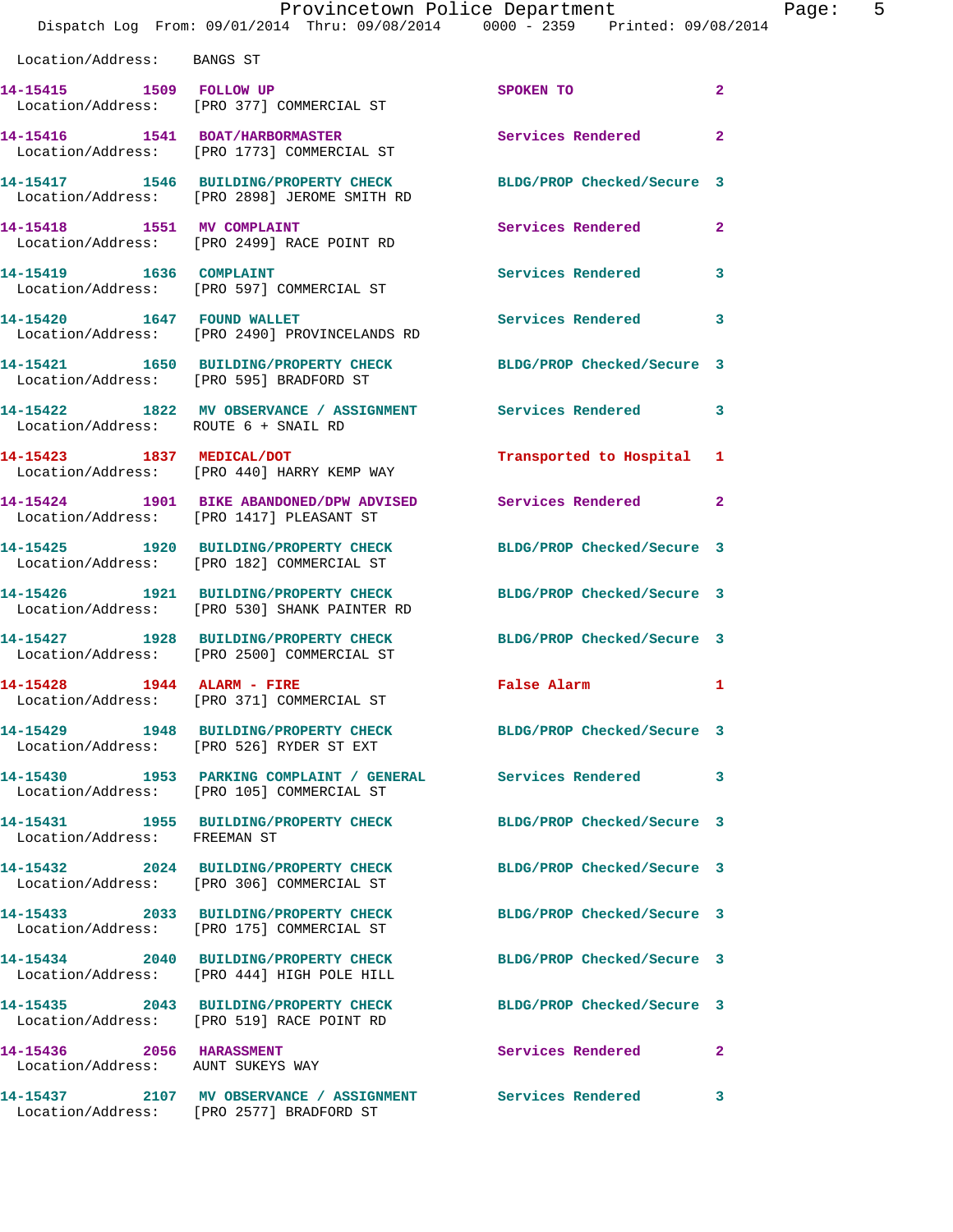Location/Address: BANGS ST

| Call Number | Time | Call Reason | Action | Priority |
|---|---|---|---|---|
| 14-15415 | 1509 | FOLLOW UP | SPOKEN TO | 2 |
| Location/Address: [PRO 377] COMMERCIAL ST | | | | |
| 14-15416 | 1541 | BOAT/HARBORMASTER | Services Rendered | 2 |
| Location/Address: [PRO 1773] COMMERCIAL ST | | | | |
| 14-15417 | 1546 | BUILDING/PROPERTY CHECK | BLDG/PROP Checked/Secure | 3 |
| Location/Address: [PRO 2898] JEROME SMITH RD | | | | |
| 14-15418 | 1551 | MV COMPLAINT | Services Rendered | 2 |
| Location/Address: [PRO 2499] RACE POINT RD | | | | |
| 14-15419 | 1636 | COMPLAINT | Services Rendered | 3 |
| Location/Address: [PRO 597] COMMERCIAL ST | | | | |
| 14-15420 | 1647 | FOUND WALLET | Services Rendered | 3 |
| Location/Address: [PRO 2490] PROVINCELANDS RD | | | | |
| 14-15421 | 1650 | BUILDING/PROPERTY CHECK | BLDG/PROP Checked/Secure | 3 |
| Location/Address: [PRO 595] BRADFORD ST | | | | |
| 14-15422 | 1822 | MV OBSERVANCE / ASSIGNMENT | Services Rendered | 3 |
| Location/Address: ROUTE 6 + SNAIL RD | | | | |
| 14-15423 | 1837 | MEDICAL/DOT | Transported to Hospital | 1 |
| Location/Address: [PRO 440] HARRY KEMP WAY | | | | |
| 14-15424 | 1901 | BIKE ABANDONED/DPW ADVISED | Services Rendered | 2 |
| Location/Address: [PRO 1417] PLEASANT ST | | | | |
| 14-15425 | 1920 | BUILDING/PROPERTY CHECK | BLDG/PROP Checked/Secure | 3 |
| Location/Address: [PRO 182] COMMERCIAL ST | | | | |
| 14-15426 | 1921 | BUILDING/PROPERTY CHECK | BLDG/PROP Checked/Secure | 3 |
| Location/Address: [PRO 530] SHANK PAINTER RD | | | | |
| 14-15427 | 1928 | BUILDING/PROPERTY CHECK | BLDG/PROP Checked/Secure | 3 |
| Location/Address: [PRO 2500] COMMERCIAL ST | | | | |
| 14-15428 | 1944 | ALARM - FIRE | False Alarm | 1 |
| Location/Address: [PRO 371] COMMERCIAL ST | | | | |
| 14-15429 | 1948 | BUILDING/PROPERTY CHECK | BLDG/PROP Checked/Secure | 3 |
| Location/Address: [PRO 526] RYDER ST EXT | | | | |
| 14-15430 | 1953 | PARKING COMPLAINT / GENERAL | Services Rendered | 3 |
| Location/Address: [PRO 105] COMMERCIAL ST | | | | |
| 14-15431 | 1955 | BUILDING/PROPERTY CHECK | BLDG/PROP Checked/Secure | 3 |
| Location/Address: FREEMAN ST | | | | |
| 14-15432 | 2024 | BUILDING/PROPERTY CHECK | BLDG/PROP Checked/Secure | 3 |
| Location/Address: [PRO 306] COMMERCIAL ST | | | | |
| 14-15433 | 2033 | BUILDING/PROPERTY CHECK | BLDG/PROP Checked/Secure | 3 |
| Location/Address: [PRO 175] COMMERCIAL ST | | | | |
| 14-15434 | 2040 | BUILDING/PROPERTY CHECK | BLDG/PROP Checked/Secure | 3 |
| Location/Address: [PRO 444] HIGH POLE HILL | | | | |
| 14-15435 | 2043 | BUILDING/PROPERTY CHECK | BLDG/PROP Checked/Secure | 3 |
| Location/Address: [PRO 519] RACE POINT RD | | | | |
| 14-15436 | 2056 | HARASSMENT | Services Rendered | 2 |
| Location/Address: AUNT SUKEYS WAY | | | | |
| 14-15437 | 2107 | MV OBSERVANCE / ASSIGNMENT | Services Rendered | 3 |
| Location/Address: [PRO 2577] BRADFORD ST | | | | |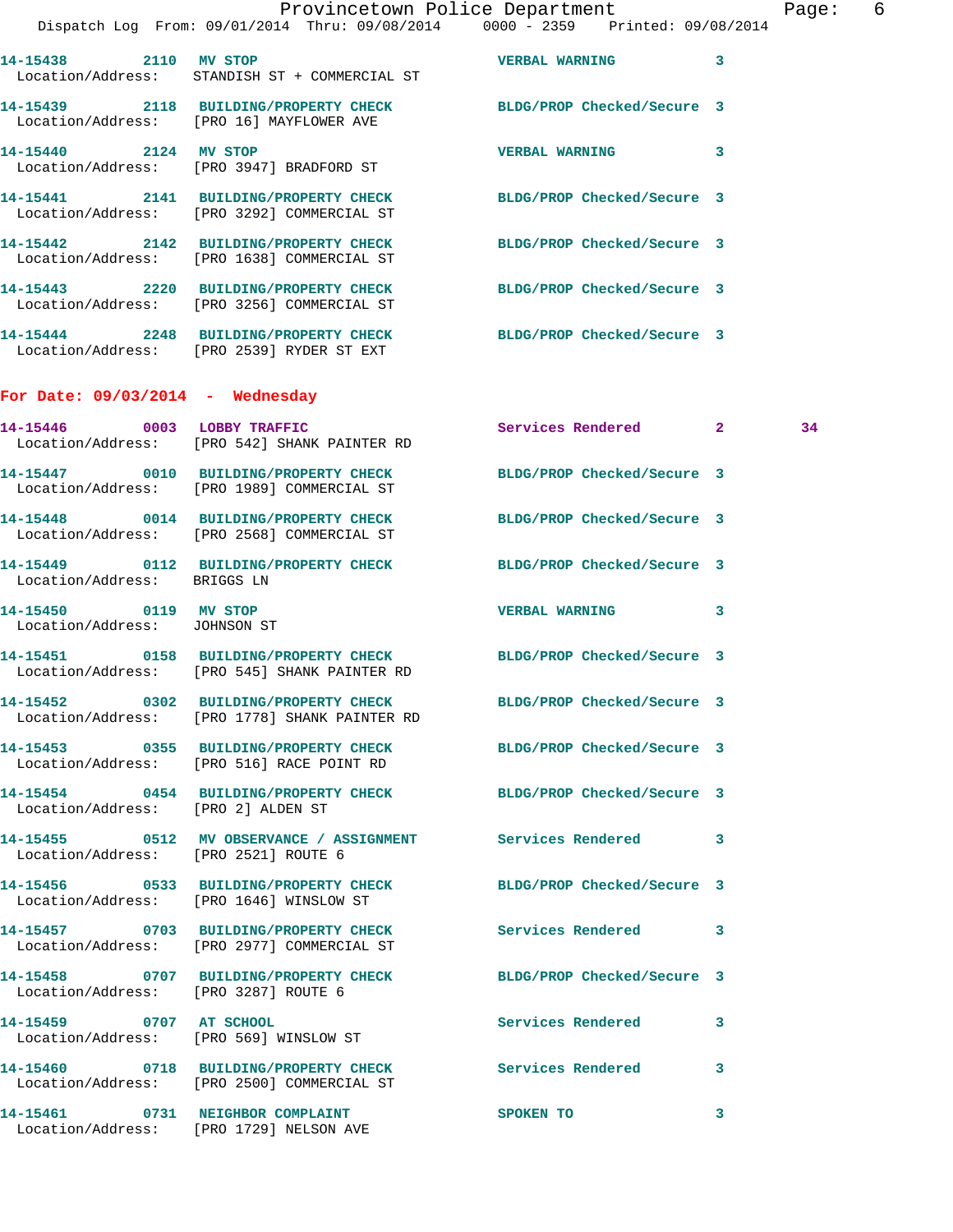14-15438 2110 MV STOP VERBAL WARNING 3
Location/Address: STANDISH ST + COMMERCIAL ST

14-15439 2118 BUILDING/PROPERTY CHECK BLDG/PROP Checked/Secure 3
Location/Address: [PRO 16] MAYFLOWER AVE

14-15440 2124 MV STOP VERBAL WARNING 3
Location/Address: [PRO 3947] BRADFORD ST

14-15441 2141 BUILDING/PROPERTY CHECK BLDG/PROP Checked/Secure 3
Location/Address: [PRO 3292] COMMERCIAL ST

14-15442 2142 BUILDING/PROPERTY CHECK BLDG/PROP Checked/Secure 3
Location/Address: [PRO 1638] COMMERCIAL ST

14-15443 2220 BUILDING/PROPERTY CHECK BLDG/PROP Checked/Secure 3
Location/Address: [PRO 3256] COMMERCIAL ST

14-15444 2248 BUILDING/PROPERTY CHECK BLDG/PROP Checked/Secure 3
Location/Address: [PRO 2539] RYDER ST EXT

**For Date: 09/03/2014 - Wednesday**

14-15446 0003 LOBBY TRAFFIC Services Rendered 2 34
Location/Address: [PRO 542] SHANK PAINTER RD

14-15447 0010 BUILDING/PROPERTY CHECK BLDG/PROP Checked/Secure 3
Location/Address: [PRO 1989] COMMERCIAL ST

14-15448 0014 BUILDING/PROPERTY CHECK BLDG/PROP Checked/Secure 3
Location/Address: [PRO 2568] COMMERCIAL ST

14-15449 0112 BUILDING/PROPERTY CHECK BLDG/PROP Checked/Secure 3
Location/Address: BRIGGS LN

14-15450 0119 MV STOP VERBAL WARNING 3
Location/Address: JOHNSON ST

14-15451 0158 BUILDING/PROPERTY CHECK BLDG/PROP Checked/Secure 3
Location/Address: [PRO 545] SHANK PAINTER RD

14-15452 0302 BUILDING/PROPERTY CHECK BLDG/PROP Checked/Secure 3
Location/Address: [PRO 1778] SHANK PAINTER RD

14-15453 0355 BUILDING/PROPERTY CHECK BLDG/PROP Checked/Secure 3
Location/Address: [PRO 516] RACE POINT RD

14-15454 0454 BUILDING/PROPERTY CHECK BLDG/PROP Checked/Secure 3
Location/Address: [PRO 2] ALDEN ST

14-15455 0512 MV OBSERVANCE / ASSIGNMENT Services Rendered 3
Location/Address: [PRO 2521] ROUTE 6

14-15456 0533 BUILDING/PROPERTY CHECK BLDG/PROP Checked/Secure 3
Location/Address: [PRO 1646] WINSLOW ST

14-15457 0703 BUILDING/PROPERTY CHECK Services Rendered 3
Location/Address: [PRO 2977] COMMERCIAL ST

14-15458 0707 BUILDING/PROPERTY CHECK BLDG/PROP Checked/Secure 3
Location/Address: [PRO 3287] ROUTE 6

14-15459 0707 AT SCHOOL Services Rendered 3
Location/Address: [PRO 569] WINSLOW ST

14-15460 0718 BUILDING/PROPERTY CHECK Services Rendered 3
Location/Address: [PRO 2500] COMMERCIAL ST

14-15461 0731 NEIGHBOR COMPLAINT SPOKEN TO 3
Location/Address: [PRO 1729] NELSON AVE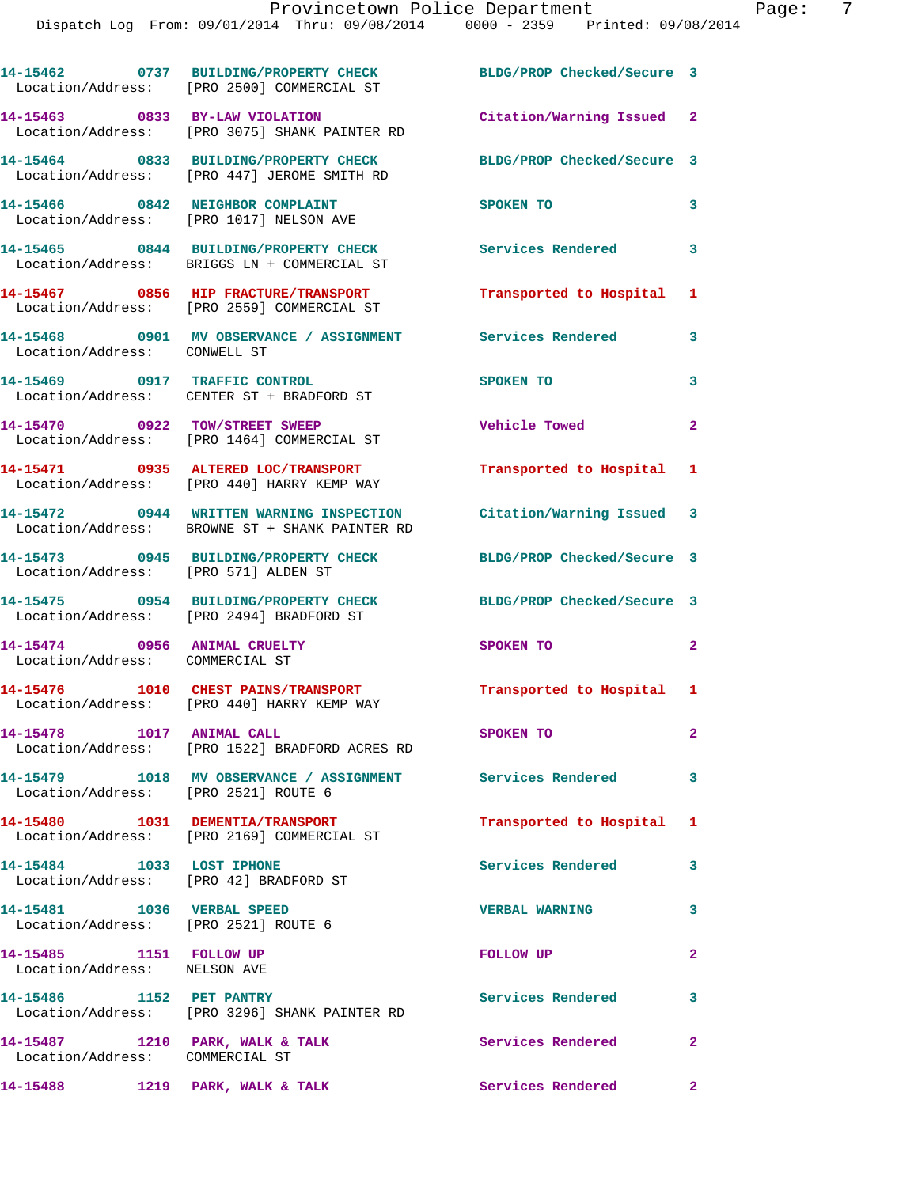14-15462 0737 BUILDING/PROPERTY CHECK BLDG/PROP Checked/Secure 3
Location/Address: [PRO 2500] COMMERCIAL ST

14-15463 0833 BY-LAW VIOLATION Citation/Warning Issued 2
Location/Address: [PRO 3075] SHANK PAINTER RD

14-15464 0833 BUILDING/PROPERTY CHECK BLDG/PROP Checked/Secure 3
Location/Address: [PRO 447] JEROME SMITH RD

14-15466 0842 NEIGHBOR COMPLAINT SPOKEN TO 3
Location/Address: [PRO 1017] NELSON AVE

14-15465 0844 BUILDING/PROPERTY CHECK Services Rendered 3
Location/Address: BRIGGS LN + COMMERCIAL ST

14-15467 0856 HIP FRACTURE/TRANSPORT Transported to Hospital 1
Location/Address: [PRO 2559] COMMERCIAL ST

14-15468 0901 MV OBSERVANCE / ASSIGNMENT Services Rendered 3
Location/Address: CONWELL ST

14-15469 0917 TRAFFIC CONTROL SPOKEN TO 3
Location/Address: CENTER ST + BRADFORD ST

14-15470 0922 TOW/STREET SWEEP Vehicle Towed 2
Location/Address: [PRO 1464] COMMERCIAL ST

14-15471 0935 ALTERED LOC/TRANSPORT Transported to Hospital 1
Location/Address: [PRO 440] HARRY KEMP WAY

14-15472 0944 WRITTEN WARNING INSPECTION Citation/Warning Issued 3
Location/Address: BROWNE ST + SHANK PAINTER RD

14-15473 0945 BUILDING/PROPERTY CHECK BLDG/PROP Checked/Secure 3
Location/Address: [PRO 571] ALDEN ST

14-15475 0954 BUILDING/PROPERTY CHECK BLDG/PROP Checked/Secure 3
Location/Address: [PRO 2494] BRADFORD ST

14-15474 0956 ANIMAL CRUELTY SPOKEN TO 2
Location/Address: COMMERCIAL ST

14-15476 1010 CHEST PAINS/TRANSPORT Transported to Hospital 1
Location/Address: [PRO 440] HARRY KEMP WAY

14-15478 1017 ANIMAL CALL SPOKEN TO 2
Location/Address: [PRO 1522] BRADFORD ACRES RD

14-15479 1018 MV OBSERVANCE / ASSIGNMENT Services Rendered 3
Location/Address: [PRO 2521] ROUTE 6

14-15480 1031 DEMENTIA/TRANSPORT Transported to Hospital 1
Location/Address: [PRO 2169] COMMERCIAL ST

14-15484 1033 LOST IPHONE Services Rendered 3
Location/Address: [PRO 42] BRADFORD ST

14-15481 1036 VERBAL SPEED VERBAL WARNING 3
Location/Address: [PRO 2521] ROUTE 6

14-15485 1151 FOLLOW UP FOLLOW UP 2
Location/Address: NELSON AVE

14-15486 1152 PET PANTRY Services Rendered 3
Location/Address: [PRO 3296] SHANK PAINTER RD

14-15487 1210 PARK, WALK & TALK Services Rendered 2
Location/Address: COMMERCIAL ST

14-15488 1219 PARK, WALK & TALK Services Rendered 2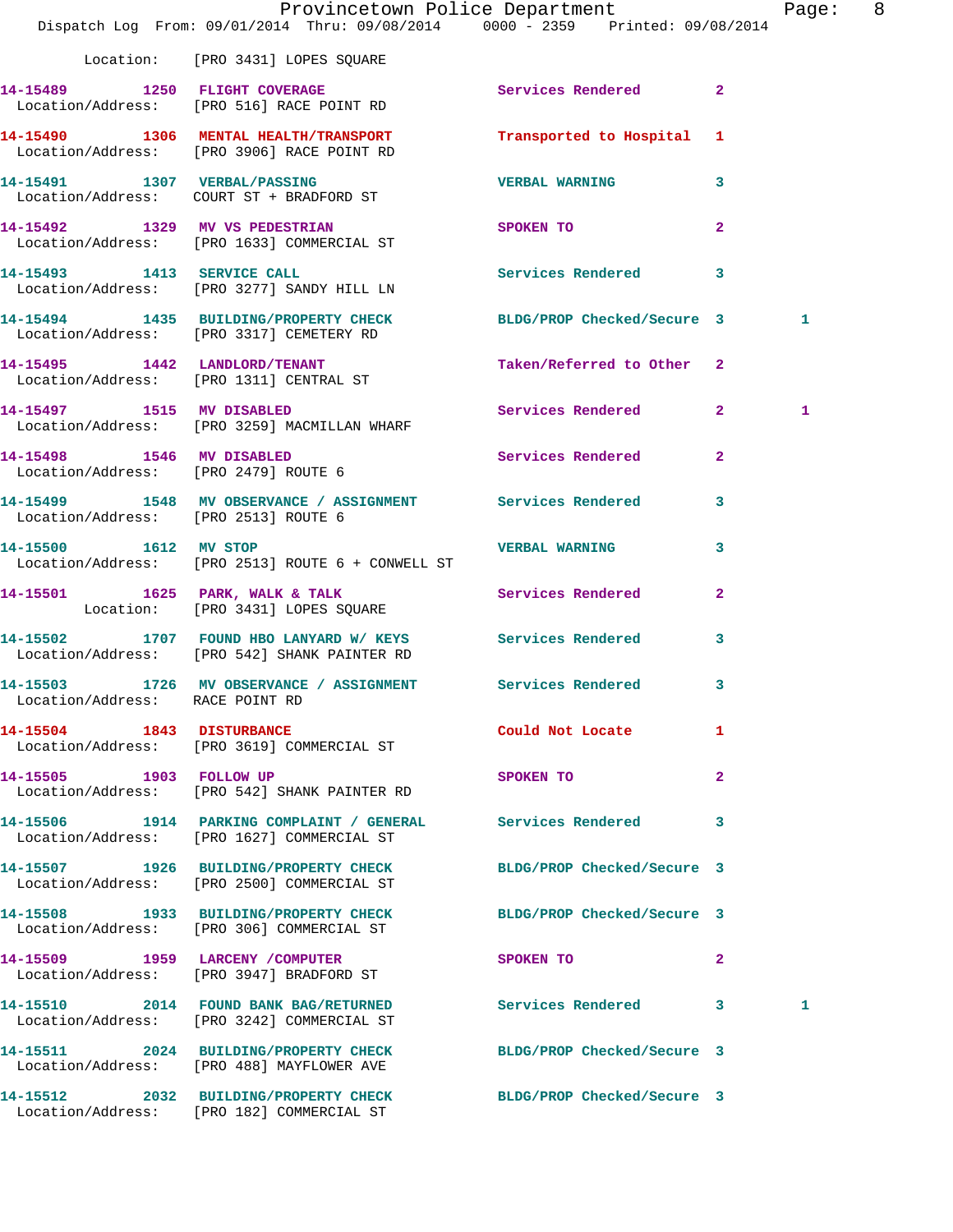Location: [PRO 3431] LOPES SQUARE

| Call # | Time | Call Reason | Action | Priority | |
|---|---|---|---|---|---|
| 14-15489 | 1250 | FLIGHT COVERAGE | Services Rendered | 2 | |
| | | Location/Address: [PRO 516] RACE POINT RD | | | |
| 14-15490 | 1306 | MENTAL HEALTH/TRANSPORT | Transported to Hospital | 1 | |
| | | Location/Address: [PRO 3906] RACE POINT RD | | | |
| 14-15491 | 1307 | VERBAL/PASSING | VERBAL WARNING | 3 | |
| | | Location/Address: COURT ST + BRADFORD ST | | | |
| 14-15492 | 1329 | MV VS PEDESTRIAN | SPOKEN TO | 2 | |
| | | Location/Address: [PRO 1633] COMMERCIAL ST | | | |
| 14-15493 | 1413 | SERVICE CALL | Services Rendered | 3 | |
| | | Location/Address: [PRO 3277] SANDY HILL LN | | | |
| 14-15494 | 1435 | BUILDING/PROPERTY CHECK | BLDG/PROP Checked/Secure | 3 | 1 |
| | | Location/Address: [PRO 3317] CEMETERY RD | | | |
| 14-15495 | 1442 | LANDLORD/TENANT | Taken/Referred to Other | 2 | |
| | | Location/Address: [PRO 1311] CENTRAL ST | | | |
| 14-15497 | 1515 | MV DISABLED | Services Rendered | 2 | 1 |
| | | Location/Address: [PRO 3259] MACMILLAN WHARF | | | |
| 14-15498 | 1546 | MV DISABLED | Services Rendered | 2 | |
| | | Location/Address: [PRO 2479] ROUTE 6 | | | |
| 14-15499 | 1548 | MV OBSERVANCE / ASSIGNMENT | Services Rendered | 3 | |
| | | Location/Address: [PRO 2513] ROUTE 6 | | | |
| 14-15500 | 1612 | MV STOP | VERBAL WARNING | 3 | |
| | | Location/Address: [PRO 2513] ROUTE 6 + CONWELL ST | | | |
| 14-15501 | 1625 | PARK, WALK & TALK | Services Rendered | 2 | |
| | | Location: [PRO 3431] LOPES SQUARE | | | |
| 14-15502 | 1707 | FOUND HBO LANYARD W/ KEYS | Services Rendered | 3 | |
| | | Location/Address: [PRO 542] SHANK PAINTER RD | | | |
| 14-15503 | 1726 | MV OBSERVANCE / ASSIGNMENT | Services Rendered | 3 | |
| | | Location/Address: RACE POINT RD | | | |
| 14-15504 | 1843 | DISTURBANCE | Could Not Locate | 1 | |
| | | Location/Address: [PRO 3619] COMMERCIAL ST | | | |
| 14-15505 | 1903 | FOLLOW UP | SPOKEN TO | 2 | |
| | | Location/Address: [PRO 542] SHANK PAINTER RD | | | |
| 14-15506 | 1914 | PARKING COMPLAINT / GENERAL | Services Rendered | 3 | |
| | | Location/Address: [PRO 1627] COMMERCIAL ST | | | |
| 14-15507 | 1926 | BUILDING/PROPERTY CHECK | BLDG/PROP Checked/Secure | 3 | |
| | | Location/Address: [PRO 2500] COMMERCIAL ST | | | |
| 14-15508 | 1933 | BUILDING/PROPERTY CHECK | BLDG/PROP Checked/Secure | 3 | |
| | | Location/Address: [PRO 306] COMMERCIAL ST | | | |
| 14-15509 | 1959 | LARCENY /COMPUTER | SPOKEN TO | 2 | |
| | | Location/Address: [PRO 3947] BRADFORD ST | | | |
| 14-15510 | 2014 | FOUND BANK BAG/RETURNED | Services Rendered | 3 | 1 |
| | | Location/Address: [PRO 3242] COMMERCIAL ST | | | |
| 14-15511 | 2024 | BUILDING/PROPERTY CHECK | BLDG/PROP Checked/Secure | 3 | |
| | | Location/Address: [PRO 488] MAYFLOWER AVE | | | |
| 14-15512 | 2032 | BUILDING/PROPERTY CHECK | BLDG/PROP Checked/Secure | 3 | |
| | | Location/Address: [PRO 182] COMMERCIAL ST | | | |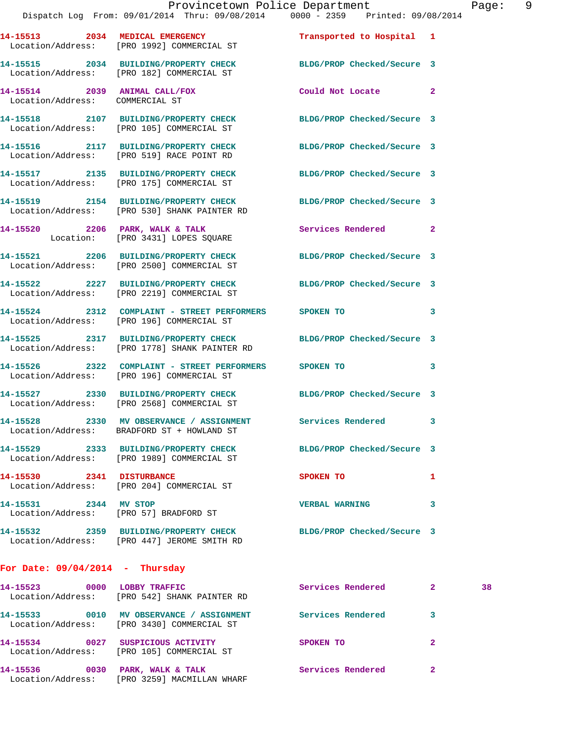14-15513 2034 MEDICAL EMERGENCY Transported to Hospital 1
Location/Address: [PRO 1992] COMMERCIAL ST

14-15515 2034 BUILDING/PROPERTY CHECK BLDG/PROP Checked/Secure 3
Location/Address: [PRO 182] COMMERCIAL ST

14-15514 2039 ANIMAL CALL/FOX Could Not Locate 2
Location/Address: COMMERCIAL ST

14-15518 2107 BUILDING/PROPERTY CHECK BLDG/PROP Checked/Secure 3
Location/Address: [PRO 105] COMMERCIAL ST

14-15516 2117 BUILDING/PROPERTY CHECK BLDG/PROP Checked/Secure 3
Location/Address: [PRO 519] RACE POINT RD

14-15517 2135 BUILDING/PROPERTY CHECK BLDG/PROP Checked/Secure 3
Location/Address: [PRO 175] COMMERCIAL ST

14-15519 2154 BUILDING/PROPERTY CHECK BLDG/PROP Checked/Secure 3
Location/Address: [PRO 530] SHANK PAINTER RD

14-15520 2206 PARK, WALK & TALK Services Rendered 2
Location: [PRO 3431] LOPES SQUARE

14-15521 2206 BUILDING/PROPERTY CHECK BLDG/PROP Checked/Secure 3
Location/Address: [PRO 2500] COMMERCIAL ST

14-15522 2227 BUILDING/PROPERTY CHECK BLDG/PROP Checked/Secure 3
Location/Address: [PRO 2219] COMMERCIAL ST

14-15524 2312 COMPLAINT - STREET PERFORMERS SPOKEN TO 3
Location/Address: [PRO 196] COMMERCIAL ST

14-15525 2317 BUILDING/PROPERTY CHECK BLDG/PROP Checked/Secure 3
Location/Address: [PRO 1778] SHANK PAINTER RD

14-15526 2322 COMPLAINT - STREET PERFORMERS SPOKEN TO 3
Location/Address: [PRO 196] COMMERCIAL ST

14-15527 2330 BUILDING/PROPERTY CHECK BLDG/PROP Checked/Secure 3
Location/Address: [PRO 2568] COMMERCIAL ST

14-15528 2330 MV OBSERVANCE / ASSIGNMENT Services Rendered 3
Location/Address: BRADFORD ST + HOWLAND ST

14-15529 2333 BUILDING/PROPERTY CHECK BLDG/PROP Checked/Secure 3
Location/Address: [PRO 1989] COMMERCIAL ST

14-15530 2341 DISTURBANCE SPOKEN TO 1
Location/Address: [PRO 204] COMMERCIAL ST

14-15531 2344 MV STOP VERBAL WARNING 3
Location/Address: [PRO 57] BRADFORD ST

14-15532 2359 BUILDING/PROPERTY CHECK BLDG/PROP Checked/Secure 3
Location/Address: [PRO 447] JEROME SMITH RD

## For Date: 09/04/2014 - Thursday

14-15523 0000 LOBBY TRAFFIC Services Rendered 2 38
Location/Address: [PRO 542] SHANK PAINTER RD

14-15533 0010 MV OBSERVANCE / ASSIGNMENT Services Rendered 3
Location/Address: [PRO 3430] COMMERCIAL ST

14-15534 0027 SUSPICIOUS ACTIVITY SPOKEN TO 2
Location/Address: [PRO 105] COMMERCIAL ST

14-15536 0030 PARK, WALK & TALK Services Rendered 2
Location/Address: [PRO 3259] MACMILLAN WHARF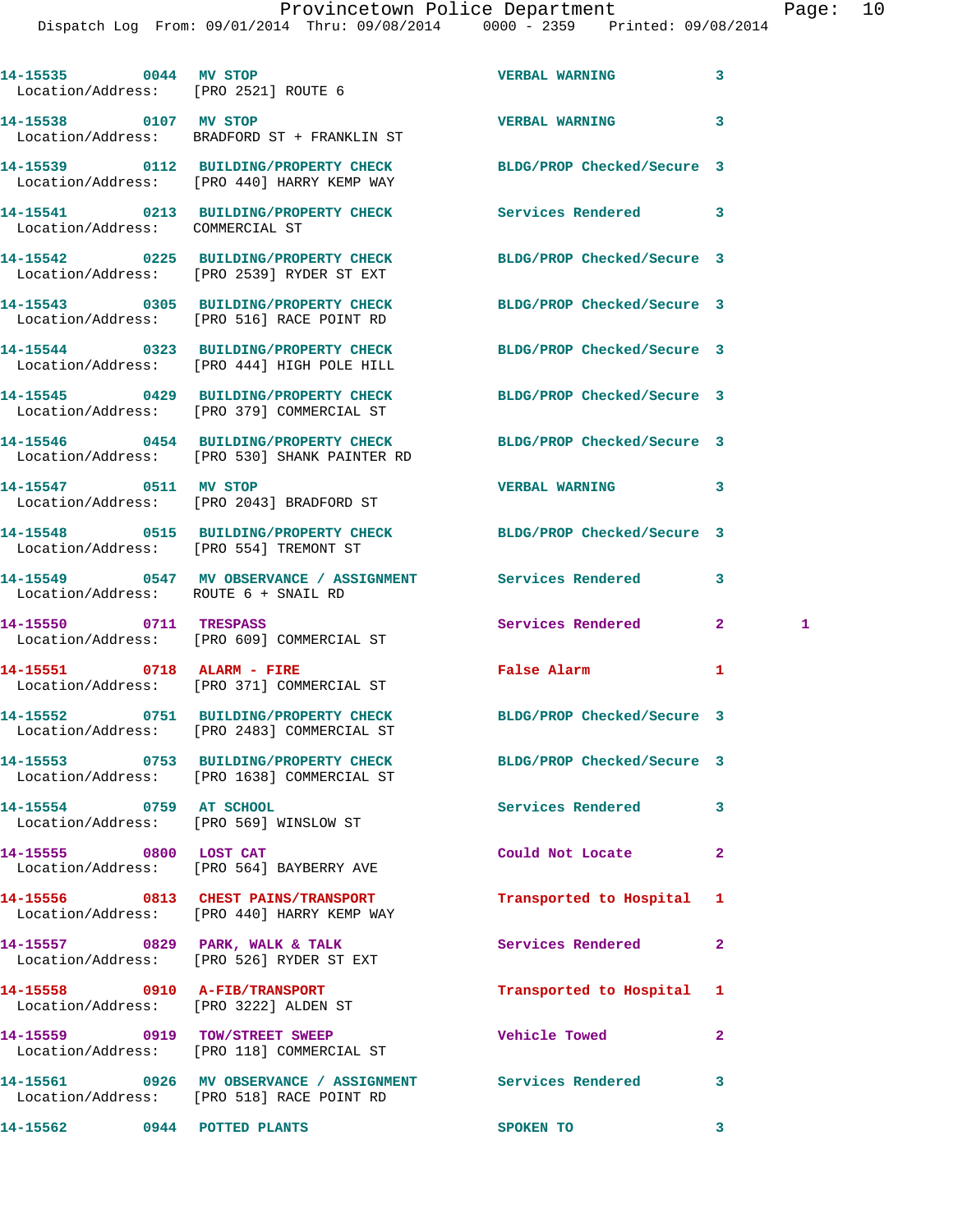14-15535 0044 MV STOP VERBAL WARNING 3
Location/Address: [PRO 2521] ROUTE 6

14-15538 0107 MV STOP VERBAL WARNING 3
Location/Address: BRADFORD ST + FRANKLIN ST

14-15539 0112 BUILDING/PROPERTY CHECK BLDG/PROP Checked/Secure 3
Location/Address: [PRO 440] HARRY KEMP WAY

14-15541 0213 BUILDING/PROPERTY CHECK Services Rendered 3
Location/Address: COMMERCIAL ST

14-15542 0225 BUILDING/PROPERTY CHECK BLDG/PROP Checked/Secure 3
Location/Address: [PRO 2539] RYDER ST EXT

14-15543 0305 BUILDING/PROPERTY CHECK BLDG/PROP Checked/Secure 3
Location/Address: [PRO 516] RACE POINT RD

14-15544 0323 BUILDING/PROPERTY CHECK BLDG/PROP Checked/Secure 3
Location/Address: [PRO 444] HIGH POLE HILL

14-15545 0429 BUILDING/PROPERTY CHECK BLDG/PROP Checked/Secure 3
Location/Address: [PRO 379] COMMERCIAL ST

14-15546 0454 BUILDING/PROPERTY CHECK BLDG/PROP Checked/Secure 3
Location/Address: [PRO 530] SHANK PAINTER RD

14-15547 0511 MV STOP VERBAL WARNING 3
Location/Address: [PRO 2043] BRADFORD ST

14-15548 0515 BUILDING/PROPERTY CHECK BLDG/PROP Checked/Secure 3
Location/Address: [PRO 554] TREMONT ST

14-15549 0547 MV OBSERVANCE / ASSIGNMENT Services Rendered 3
Location/Address: ROUTE 6 + SNAIL RD

14-15550 0711 TRESPASS Services Rendered 2 1
Location/Address: [PRO 609] COMMERCIAL ST

14-15551 0718 ALARM - FIRE False Alarm 1
Location/Address: [PRO 371] COMMERCIAL ST

14-15552 0751 BUILDING/PROPERTY CHECK BLDG/PROP Checked/Secure 3
Location/Address: [PRO 2483] COMMERCIAL ST

14-15553 0753 BUILDING/PROPERTY CHECK BLDG/PROP Checked/Secure 3
Location/Address: [PRO 1638] COMMERCIAL ST

14-15554 0759 AT SCHOOL Services Rendered 3
Location/Address: [PRO 569] WINSLOW ST

14-15555 0800 LOST CAT Could Not Locate 2
Location/Address: [PRO 564] BAYBERRY AVE

14-15556 0813 CHEST PAINS/TRANSPORT Transported to Hospital 1
Location/Address: [PRO 440] HARRY KEMP WAY

14-15557 0829 PARK, WALK & TALK Services Rendered 2
Location/Address: [PRO 526] RYDER ST EXT

14-15558 0910 A-FIB/TRANSPORT Transported to Hospital 1
Location/Address: [PRO 3222] ALDEN ST

14-15559 0919 TOW/STREET SWEEP Vehicle Towed 2
Location/Address: [PRO 118] COMMERCIAL ST

14-15561 0926 MV OBSERVANCE / ASSIGNMENT Services Rendered 3
Location/Address: [PRO 518] RACE POINT RD

14-15562 0944 POTTED PLANTS SPOKEN TO 3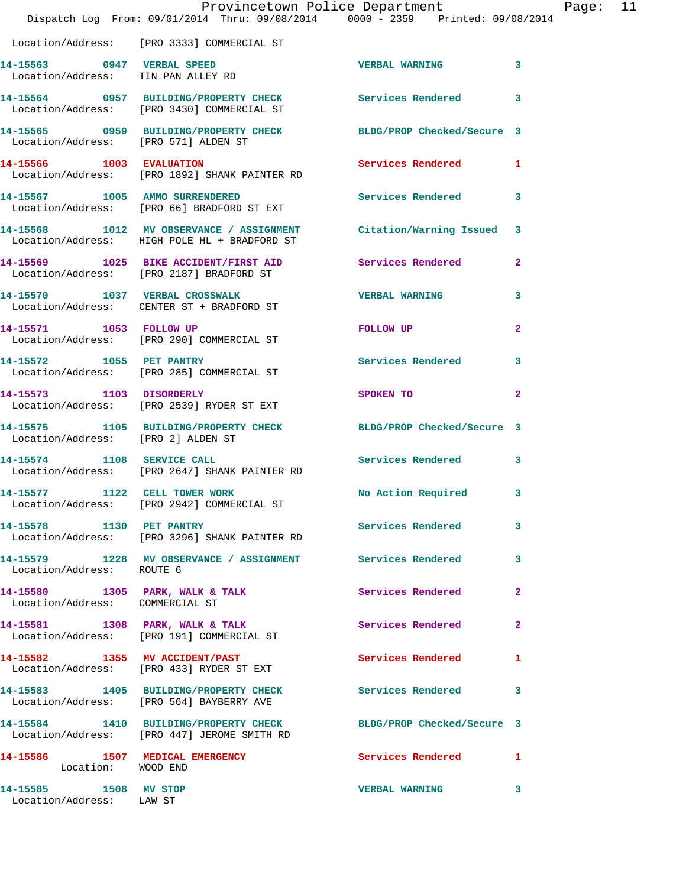Location/Address: [PRO 3333] COMMERCIAL ST

**14-15563** 0947 **VERBAL SPEED** VERBAL WARNING 3
Location/Address: TIN PAN ALLEY RD

**14-15564** 0957 **BUILDING/PROPERTY CHECK** Services Rendered 3
Location/Address: [PRO 3430] COMMERCIAL ST

**14-15565** 0959 **BUILDING/PROPERTY CHECK** BLDG/PROP Checked/Secure 3
Location/Address: [PRO 571] ALDEN ST

**14-15566** 1003 **EVALUATION** Services Rendered 1
Location/Address: [PRO 1892] SHANK PAINTER RD

**14-15567** 1005 **AMMO SURRENDERED** Services Rendered 3
Location/Address: [PRO 66] BRADFORD ST EXT

**14-15568** 1012 **MV OBSERVANCE / ASSIGNMENT** Citation/Warning Issued 3
Location/Address: HIGH POLE HL + BRADFORD ST

**14-15569** 1025 **BIKE ACCIDENT/FIRST AID** Services Rendered 2
Location/Address: [PRO 2187] BRADFORD ST

**14-15570** 1037 **VERBAL CROSSWALK** VERBAL WARNING 3
Location/Address: CENTER ST + BRADFORD ST

**14-15571** 1053 **FOLLOW UP** FOLLOW UP 2
Location/Address: [PRO 290] COMMERCIAL ST

**14-15572** 1055 **PET PANTRY** Services Rendered 3
Location/Address: [PRO 285] COMMERCIAL ST

**14-15573** 1103 **DISORDERLY** SPOKEN TO 2
Location/Address: [PRO 2539] RYDER ST EXT

**14-15575** 1105 **BUILDING/PROPERTY CHECK** BLDG/PROP Checked/Secure 3
Location/Address: [PRO 2] ALDEN ST

**14-15574** 1108 **SERVICE CALL** Services Rendered 3
Location/Address: [PRO 2647] SHANK PAINTER RD

**14-15577** 1122 **CELL TOWER WORK** No Action Required 3
Location/Address: [PRO 2942] COMMERCIAL ST

**14-15578** 1130 **PET PANTRY** Services Rendered 3
Location/Address: [PRO 3296] SHANK PAINTER RD

**14-15579** 1228 **MV OBSERVANCE / ASSIGNMENT** Services Rendered 3
Location/Address: ROUTE 6

**14-15580** 1305 **PARK, WALK & TALK** Services Rendered 2
Location/Address: COMMERCIAL ST

**14-15581** 1308 **PARK, WALK & TALK** Services Rendered 2
Location/Address: [PRO 191] COMMERCIAL ST

**14-15582** 1355 **MV ACCIDENT/PAST** Services Rendered 1
Location/Address: [PRO 433] RYDER ST EXT

**14-15583** 1405 **BUILDING/PROPERTY CHECK** Services Rendered 3
Location/Address: [PRO 564] BAYBERRY AVE

**14-15584** 1410 **BUILDING/PROPERTY CHECK** BLDG/PROP Checked/Secure 3
Location/Address: [PRO 447] JEROME SMITH RD

**14-15586** 1507 **MEDICAL EMERGENCY** Services Rendered 1
Location: WOOD END

**14-15585** 1508 **MV STOP** VERBAL WARNING 3
Location/Address: LAW ST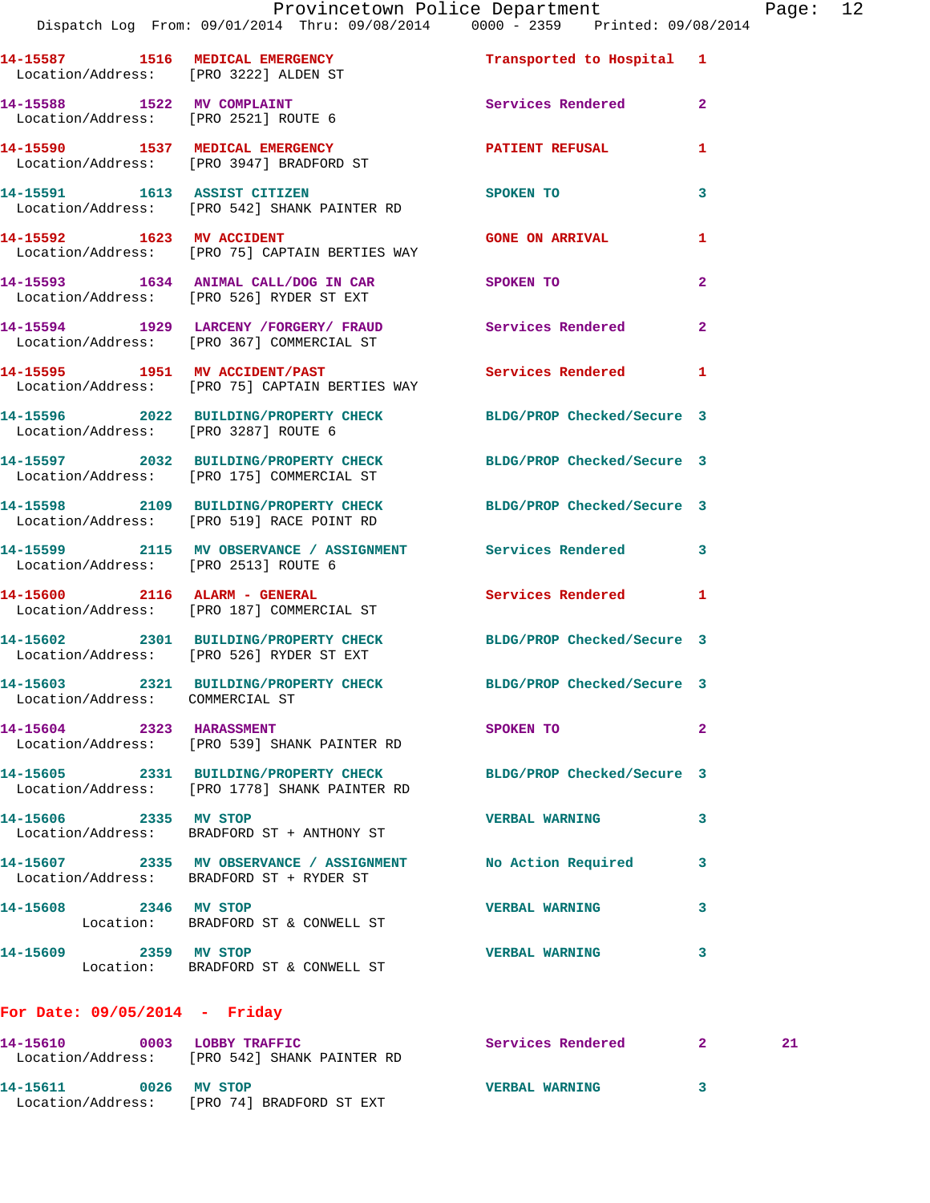14-15587 1516 MEDICAL EMERGENCY Transported to Hospital 1
Location/Address: [PRO 3222] ALDEN ST

14-15588 1522 MV COMPLAINT Services Rendered 2
Location/Address: [PRO 2521] ROUTE 6

14-15590 1537 MEDICAL EMERGENCY PATIENT REFUSAL 1
Location/Address: [PRO 3947] BRADFORD ST

14-15591 1613 ASSIST CITIZEN SPOKEN TO 3
Location/Address: [PRO 542] SHANK PAINTER RD

14-15592 1623 MV ACCIDENT GONE ON ARRIVAL 1
Location/Address: [PRO 75] CAPTAIN BERTIES WAY

14-15593 1634 ANIMAL CALL/DOG IN CAR SPOKEN TO 2
Location/Address: [PRO 526] RYDER ST EXT

14-15594 1929 LARCENY /FORGERY/ FRAUD Services Rendered 2
Location/Address: [PRO 367] COMMERCIAL ST

14-15595 1951 MV ACCIDENT/PAST Services Rendered 1
Location/Address: [PRO 75] CAPTAIN BERTIES WAY

14-15596 2022 BUILDING/PROPERTY CHECK BLDG/PROP Checked/Secure 3
Location/Address: [PRO 3287] ROUTE 6

14-15597 2032 BUILDING/PROPERTY CHECK BLDG/PROP Checked/Secure 3
Location/Address: [PRO 175] COMMERCIAL ST

14-15598 2109 BUILDING/PROPERTY CHECK BLDG/PROP Checked/Secure 3
Location/Address: [PRO 519] RACE POINT RD

14-15599 2115 MV OBSERVANCE / ASSIGNMENT Services Rendered 3
Location/Address: [PRO 2513] ROUTE 6

14-15600 2116 ALARM - GENERAL Services Rendered 1
Location/Address: [PRO 187] COMMERCIAL ST

14-15602 2301 BUILDING/PROPERTY CHECK BLDG/PROP Checked/Secure 3
Location/Address: [PRO 526] RYDER ST EXT

14-15603 2321 BUILDING/PROPERTY CHECK BLDG/PROP Checked/Secure 3
Location/Address: COMMERCIAL ST

14-15604 2323 HARASSMENT SPOKEN TO 2
Location/Address: [PRO 539] SHANK PAINTER RD

14-15605 2331 BUILDING/PROPERTY CHECK BLDG/PROP Checked/Secure 3
Location/Address: [PRO 1778] SHANK PAINTER RD

14-15606 2335 MV STOP VERBAL WARNING 3
Location/Address: BRADFORD ST + ANTHONY ST

14-15607 2335 MV OBSERVANCE / ASSIGNMENT No Action Required 3
Location/Address: BRADFORD ST + RYDER ST

14-15608 2346 MV STOP VERBAL WARNING 3
Location: BRADFORD ST & CONWELL ST

14-15609 2359 MV STOP VERBAL WARNING 3
Location: BRADFORD ST & CONWELL ST

## For Date: 09/05/2014 - Friday

14-15610 0003 LOBBY TRAFFIC Services Rendered 2 21
Location/Address: [PRO 542] SHANK PAINTER RD

14-15611 0026 MV STOP VERBAL WARNING 3
Location/Address: [PRO 74] BRADFORD ST EXT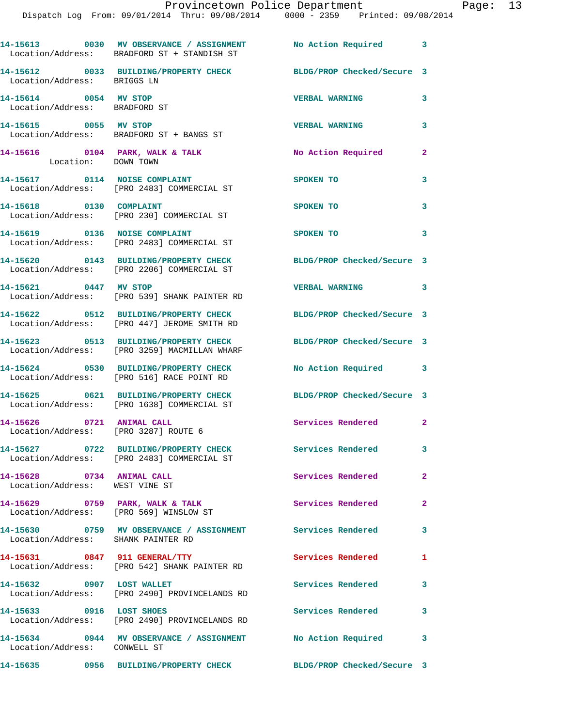14-15613 0030 MV OBSERVANCE / ASSIGNMENT No Action Required 3
Location/Address: BRADFORD ST + STANDISH ST

14-15612 0033 BUILDING/PROPERTY CHECK BLDG/PROP Checked/Secure 3
Location/Address: BRIGGS LN

14-15614 0054 MV STOP VERBAL WARNING 3
Location/Address: BRADFORD ST

14-15615 0055 MV STOP VERBAL WARNING 3
Location/Address: BRADFORD ST + BANGS ST

14-15616 0104 PARK, WALK & TALK No Action Required 2
Location: DOWN TOWN

14-15617 0114 NOISE COMPLAINT SPOKEN TO 3
Location/Address: [PRO 2483] COMMERCIAL ST

14-15618 0130 COMPLAINT SPOKEN TO 3
Location/Address: [PRO 230] COMMERCIAL ST

14-15619 0136 NOISE COMPLAINT SPOKEN TO 3
Location/Address: [PRO 2483] COMMERCIAL ST

14-15620 0143 BUILDING/PROPERTY CHECK BLDG/PROP Checked/Secure 3
Location/Address: [PRO 2206] COMMERCIAL ST

14-15621 0447 MV STOP VERBAL WARNING 3
Location/Address: [PRO 539] SHANK PAINTER RD

14-15622 0512 BUILDING/PROPERTY CHECK BLDG/PROP Checked/Secure 3
Location/Address: [PRO 447] JEROME SMITH RD

14-15623 0513 BUILDING/PROPERTY CHECK BLDG/PROP Checked/Secure 3
Location/Address: [PRO 3259] MACMILLAN WHARF

14-15624 0530 BUILDING/PROPERTY CHECK No Action Required 3
Location/Address: [PRO 516] RACE POINT RD

14-15625 0621 BUILDING/PROPERTY CHECK BLDG/PROP Checked/Secure 3
Location/Address: [PRO 1638] COMMERCIAL ST

14-15626 0721 ANIMAL CALL Services Rendered 2
Location/Address: [PRO 3287] ROUTE 6

14-15627 0722 BUILDING/PROPERTY CHECK Services Rendered 3
Location/Address: [PRO 2483] COMMERCIAL ST

14-15628 0734 ANIMAL CALL Services Rendered 2
Location/Address: WEST VINE ST

14-15629 0759 PARK, WALK & TALK Services Rendered 2
Location/Address: [PRO 569] WINSLOW ST

14-15630 0759 MV OBSERVANCE / ASSIGNMENT Services Rendered 3
Location/Address: SHANK PAINTER RD

14-15631 0847 911 GENERAL/TTY Services Rendered 1
Location/Address: [PRO 542] SHANK PAINTER RD

14-15632 0907 LOST WALLET Services Rendered 3
Location/Address: [PRO 2490] PROVINCELANDS RD

14-15633 0916 LOST SHOES Services Rendered 3
Location/Address: [PRO 2490] PROVINCELANDS RD

14-15634 0944 MV OBSERVANCE / ASSIGNMENT No Action Required 3
Location/Address: CONWELL ST

14-15635 0956 BUILDING/PROPERTY CHECK BLDG/PROP Checked/Secure 3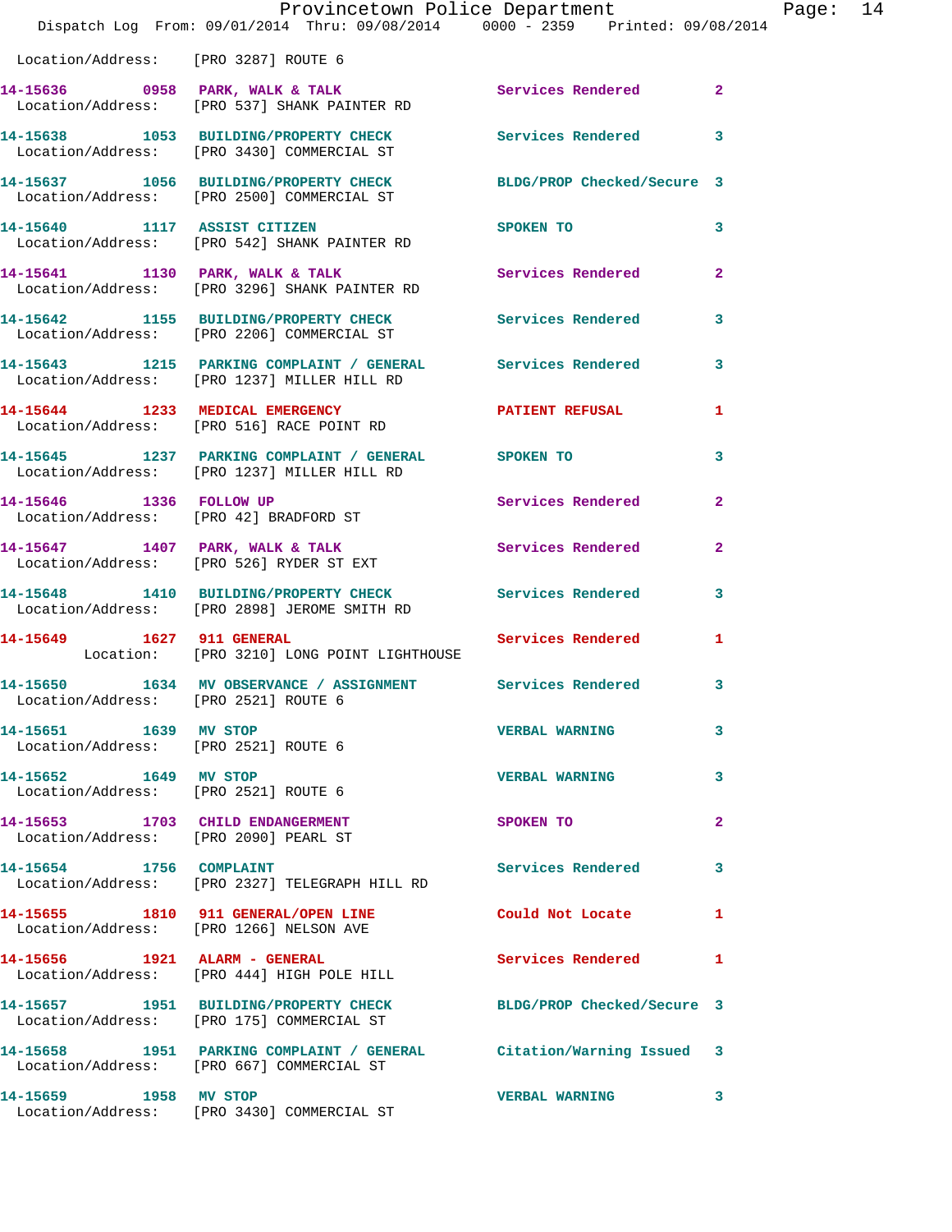Location/Address: [PRO 3287] ROUTE 6

| Call # | Time | Call Type | Disposition | Priority |
|---|---|---|---|---|
| 14-15636 | 0958 | PARK, WALK & TALK | Services Rendered | 2 |
| | | Location/Address: [PRO 537] SHANK PAINTER RD | | |
| 14-15638 | 1053 | BUILDING/PROPERTY CHECK | Services Rendered | 3 |
| | | Location/Address: [PRO 3430] COMMERCIAL ST | | |
| 14-15637 | 1056 | BUILDING/PROPERTY CHECK | BLDG/PROP Checked/Secure | 3 |
| | | Location/Address: [PRO 2500] COMMERCIAL ST | | |
| 14-15640 | 1117 | ASSIST CITIZEN | SPOKEN TO | 3 |
| | | Location/Address: [PRO 542] SHANK PAINTER RD | | |
| 14-15641 | 1130 | PARK, WALK & TALK | Services Rendered | 2 |
| | | Location/Address: [PRO 3296] SHANK PAINTER RD | | |
| 14-15642 | 1155 | BUILDING/PROPERTY CHECK | Services Rendered | 3 |
| | | Location/Address: [PRO 2206] COMMERCIAL ST | | |
| 14-15643 | 1215 | PARKING COMPLAINT / GENERAL | Services Rendered | 3 |
| | | Location/Address: [PRO 1237] MILLER HILL RD | | |
| 14-15644 | 1233 | MEDICAL EMERGENCY | PATIENT REFUSAL | 1 |
| | | Location/Address: [PRO 516] RACE POINT RD | | |
| 14-15645 | 1237 | PARKING COMPLAINT / GENERAL | SPOKEN TO | 3 |
| | | Location/Address: [PRO 1237] MILLER HILL RD | | |
| 14-15646 | 1336 | FOLLOW UP | Services Rendered | 2 |
| | | Location/Address: [PRO 42] BRADFORD ST | | |
| 14-15647 | 1407 | PARK, WALK & TALK | Services Rendered | 2 |
| | | Location/Address: [PRO 526] RYDER ST EXT | | |
| 14-15648 | 1410 | BUILDING/PROPERTY CHECK | Services Rendered | 3 |
| | | Location/Address: [PRO 2898] JEROME SMITH RD | | |
| 14-15649 | 1627 | 911 GENERAL | Services Rendered | 1 |
| | | Location: [PRO 3210] LONG POINT LIGHTHOUSE | | |
| 14-15650 | 1634 | MV OBSERVANCE / ASSIGNMENT | Services Rendered | 3 |
| | | Location/Address: [PRO 2521] ROUTE 6 | | |
| 14-15651 | 1639 | MV STOP | VERBAL WARNING | 3 |
| | | Location/Address: [PRO 2521] ROUTE 6 | | |
| 14-15652 | 1649 | MV STOP | VERBAL WARNING | 3 |
| | | Location/Address: [PRO 2521] ROUTE 6 | | |
| 14-15653 | 1703 | CHILD ENDANGERMENT | SPOKEN TO | 2 |
| | | Location/Address: [PRO 2090] PEARL ST | | |
| 14-15654 | 1756 | COMPLAINT | Services Rendered | 3 |
| | | Location/Address: [PRO 2327] TELEGRAPH HILL RD | | |
| 14-15655 | 1810 | 911 GENERAL/OPEN LINE | Could Not Locate | 1 |
| | | Location/Address: [PRO 1266] NELSON AVE | | |
| 14-15656 | 1921 | ALARM - GENERAL | Services Rendered | 1 |
| | | Location/Address: [PRO 444] HIGH POLE HILL | | |
| 14-15657 | 1951 | BUILDING/PROPERTY CHECK | BLDG/PROP Checked/Secure | 3 |
| | | Location/Address: [PRO 175] COMMERCIAL ST | | |
| 14-15658 | 1951 | PARKING COMPLAINT / GENERAL | Citation/Warning Issued | 3 |
| | | Location/Address: [PRO 667] COMMERCIAL ST | | |
| 14-15659 | 1958 | MV STOP | VERBAL WARNING | 3 |
| | | Location/Address: [PRO 3430] COMMERCIAL ST | | |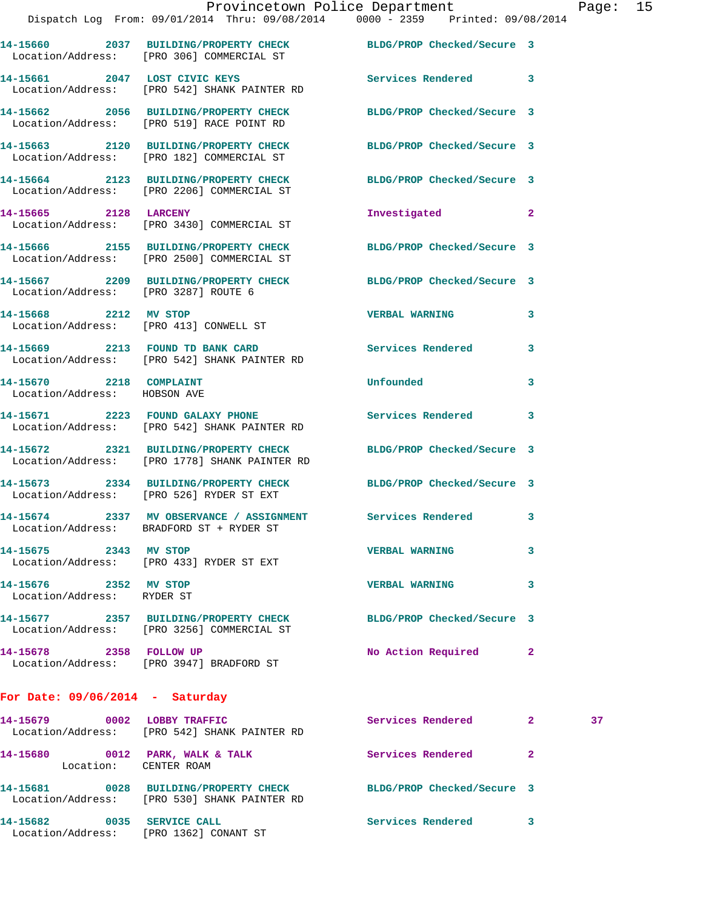14-15660 2037 BUILDING/PROPERTY CHECK BLDG/PROP Checked/Secure 3
Location/Address: [PRO 306] COMMERCIAL ST

14-15661 2047 LOST CIVIC KEYS Services Rendered 3
Location/Address: [PRO 542] SHANK PAINTER RD

14-15662 2056 BUILDING/PROPERTY CHECK BLDG/PROP Checked/Secure 3
Location/Address: [PRO 519] RACE POINT RD

14-15663 2120 BUILDING/PROPERTY CHECK BLDG/PROP Checked/Secure 3
Location/Address: [PRO 182] COMMERCIAL ST

14-15664 2123 BUILDING/PROPERTY CHECK BLDG/PROP Checked/Secure 3
Location/Address: [PRO 2206] COMMERCIAL ST

14-15665 2128 LARCENY Investigated 2
Location/Address: [PRO 3430] COMMERCIAL ST

14-15666 2155 BUILDING/PROPERTY CHECK BLDG/PROP Checked/Secure 3
Location/Address: [PRO 2500] COMMERCIAL ST

14-15667 2209 BUILDING/PROPERTY CHECK BLDG/PROP Checked/Secure 3
Location/Address: [PRO 3287] ROUTE 6

14-15668 2212 MV STOP VERBAL WARNING 3
Location/Address: [PRO 413] CONWELL ST

14-15669 2213 FOUND TD BANK CARD Services Rendered 3
Location/Address: [PRO 542] SHANK PAINTER RD

14-15670 2218 COMPLAINT Unfounded 3
Location/Address: HOBSON AVE

14-15671 2223 FOUND GALAXY PHONE Services Rendered 3
Location/Address: [PRO 542] SHANK PAINTER RD

14-15672 2321 BUILDING/PROPERTY CHECK BLDG/PROP Checked/Secure 3
Location/Address: [PRO 1778] SHANK PAINTER RD

14-15673 2334 BUILDING/PROPERTY CHECK BLDG/PROP Checked/Secure 3
Location/Address: [PRO 526] RYDER ST EXT

14-15674 2337 MV OBSERVANCE / ASSIGNMENT Services Rendered 3
Location/Address: BRADFORD ST + RYDER ST

14-15675 2343 MV STOP VERBAL WARNING 3
Location/Address: [PRO 433] RYDER ST EXT

14-15676 2352 MV STOP VERBAL WARNING 3
Location/Address: RYDER ST

14-15677 2357 BUILDING/PROPERTY CHECK BLDG/PROP Checked/Secure 3
Location/Address: [PRO 3256] COMMERCIAL ST

14-15678 2358 FOLLOW UP No Action Required 2
Location/Address: [PRO 3947] BRADFORD ST

**For Date: 09/06/2014 - Saturday**

14-15679 0002 LOBBY TRAFFIC Services Rendered 2 37
Location/Address: [PRO 542] SHANK PAINTER RD

14-15680 0012 PARK, WALK & TALK Services Rendered 2
Location: CENTER ROAM

14-15681 0028 BUILDING/PROPERTY CHECK BLDG/PROP Checked/Secure 3
Location/Address: [PRO 530] SHANK PAINTER RD

14-15682 0035 SERVICE CALL Services Rendered 3
Location/Address: [PRO 1362] CONANT ST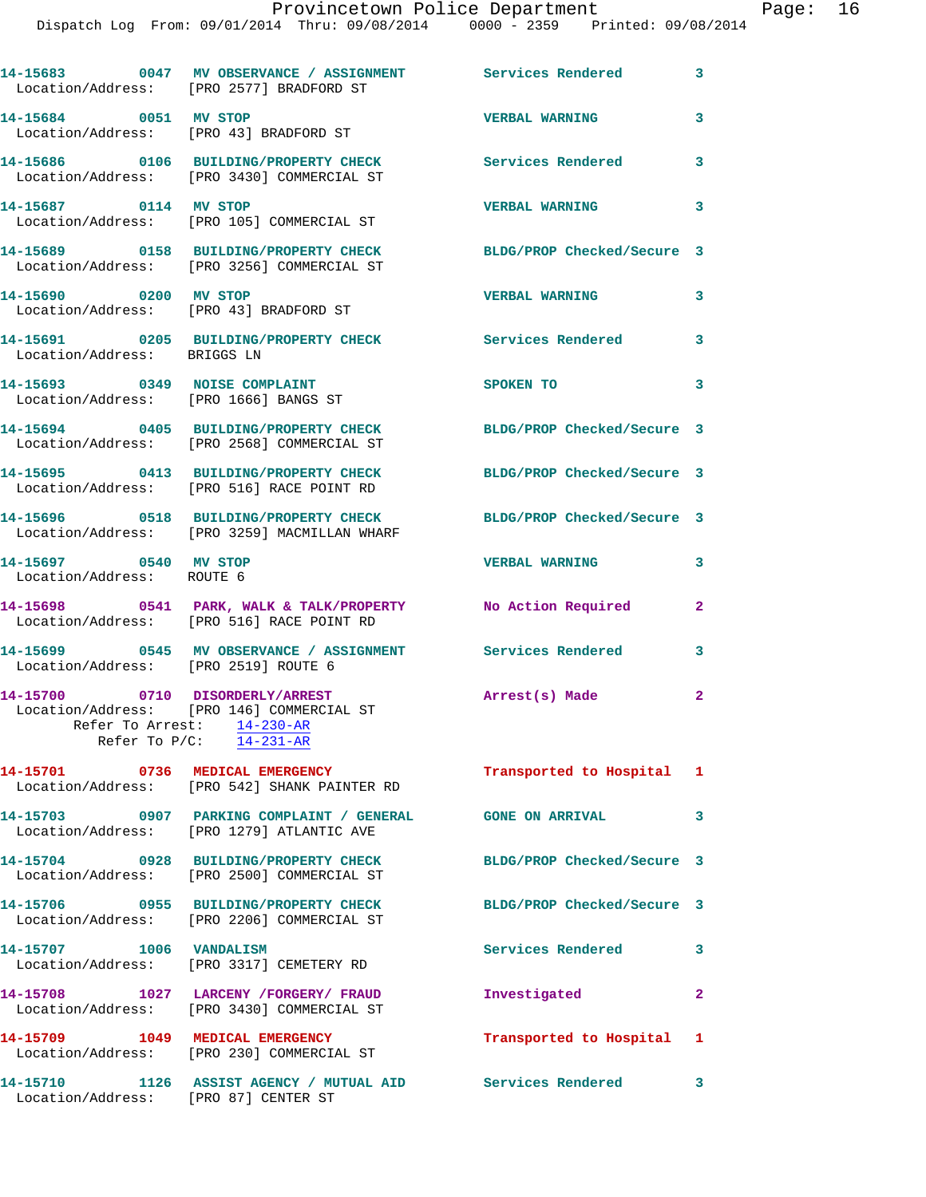**14-15683** 0047 **MV OBSERVATION / ASSIGNMENT** Services Rendered 3
Location/Address: [PRO 2577] BRADFORD ST

**14-15684** 0051 **MV STOP** VERBAL WARNING 3
Location/Address: [PRO 43] BRADFORD ST

**14-15686** 0106 **BUILDING/PROPERTY CHECK** Services Rendered 3
Location/Address: [PRO 3430] COMMERCIAL ST

**14-15687** 0114 **MV STOP** VERBAL WARNING 3
Location/Address: [PRO 105] COMMERCIAL ST

**14-15689** 0158 **BUILDING/PROPERTY CHECK** BLDG/PROP Checked/Secure 3
Location/Address: [PRO 3256] COMMERCIAL ST

**14-15690** 0200 **MV STOP** VERBAL WARNING 3
Location/Address: [PRO 43] BRADFORD ST

**14-15691** 0205 **BUILDING/PROPERTY CHECK** Services Rendered 3
Location/Address: BRIGGS LN

**14-15693** 0349 **NOISE COMPLAINT** SPOKEN TO 3
Location/Address: [PRO 1666] BANGS ST

**14-15694** 0405 **BUILDING/PROPERTY CHECK** BLDG/PROP Checked/Secure 3
Location/Address: [PRO 2568] COMMERCIAL ST

**14-15695** 0413 **BUILDING/PROPERTY CHECK** BLDG/PROP Checked/Secure 3
Location/Address: [PRO 516] RACE POINT RD

**14-15696** 0518 **BUILDING/PROPERTY CHECK** BLDG/PROP Checked/Secure 3
Location/Address: [PRO 3259] MACMILLAN WHARF

**14-15697** 0540 **MV STOP** VERBAL WARNING 3
Location/Address: ROUTE 6

**14-15698** 0541 **PARK, WALK & TALK/PROPERTY** No Action Required 2
Location/Address: [PRO 516] RACE POINT RD

**14-15699** 0545 **MV OBSERVATION / ASSIGNMENT** Services Rendered 3
Location/Address: [PRO 2519] ROUTE 6

**14-15700** 0710 **DISORDERLY/ARREST** Arrest(s) Made 2
Location/Address: [PRO 146] COMMERCIAL ST
Refer To Arrest: 14-230-AR
Refer To P/C: 14-231-AR

**14-15701** 0736 **MEDICAL EMERGENCY** Transported to Hospital 1
Location/Address: [PRO 542] SHANK PAINTER RD

**14-15703** 0907 **PARKING COMPLAINT / GENERAL** GONE ON ARRIVAL 3
Location/Address: [PRO 1279] ATLANTIC AVE

**14-15704** 0928 **BUILDING/PROPERTY CHECK** BLDG/PROP Checked/Secure 3
Location/Address: [PRO 2500] COMMERCIAL ST

**14-15706** 0955 **BUILDING/PROPERTY CHECK** BLDG/PROP Checked/Secure 3
Location/Address: [PRO 2206] COMMERCIAL ST

**14-15707** 1006 **VANDALISM** Services Rendered 3
Location/Address: [PRO 3317] CEMETERY RD

**14-15708** 1027 **LARCENY /FORGERY/ FRAUD** Investigated 2
Location/Address: [PRO 3430] COMMERCIAL ST

**14-15709** 1049 **MEDICAL EMERGENCY** Transported to Hospital 1
Location/Address: [PRO 230] COMMERCIAL ST

**14-15710** 1126 **ASSIST AGENCY / MUTUAL AID** Services Rendered 3
Location/Address: [PRO 87] CENTER ST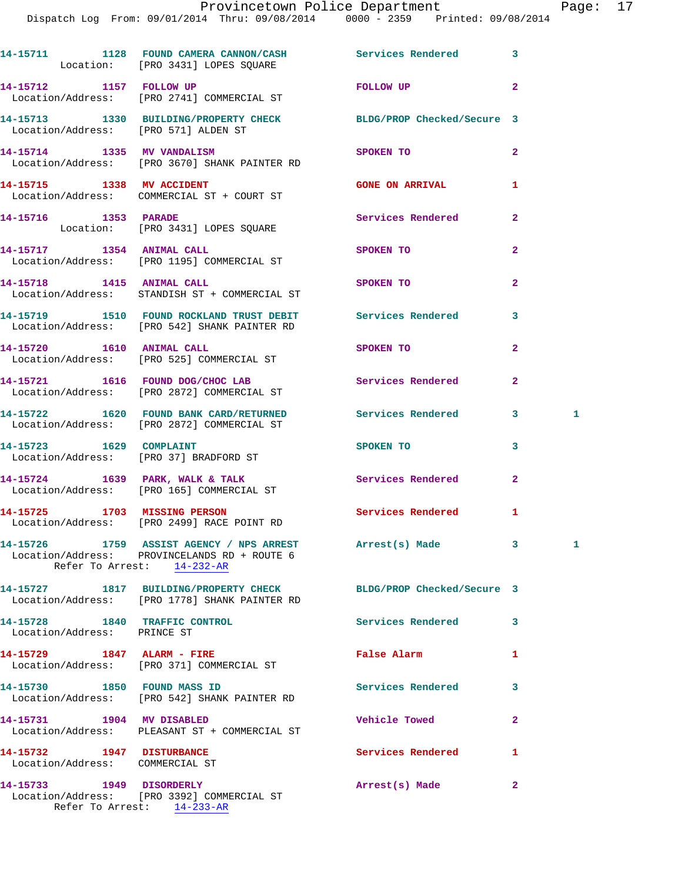14-15711 1128 FOUND CAMERA CANNON/CASH Services Rendered 3
Location: [PRO 3431] LOPES SQUARE

14-15712 1157 FOLLOW UP FOLLOW UP 2
Location/Address: [PRO 2741] COMMERCIAL ST

14-15713 1330 BUILDING/PROPERTY CHECK BLDG/PROP Checked/Secure 3
Location/Address: [PRO 571] ALDEN ST

14-15714 1335 MV VANDALISM SPOKEN TO 2
Location/Address: [PRO 3670] SHANK PAINTER RD

14-15715 1338 MV ACCIDENT GONE ON ARRIVAL 1
Location/Address: COMMERCIAL ST + COURT ST

14-15716 1353 PARADE Services Rendered 2
Location: [PRO 3431] LOPES SQUARE

14-15717 1354 ANIMAL CALL SPOKEN TO 2
Location/Address: [PRO 1195] COMMERCIAL ST

14-15718 1415 ANIMAL CALL SPOKEN TO 2
Location/Address: STANDISH ST + COMMERCIAL ST

14-15719 1510 FOUND ROCKLAND TRUST DEBIT Services Rendered 3
Location/Address: [PRO 542] SHANK PAINTER RD

14-15720 1610 ANIMAL CALL SPOKEN TO 2
Location/Address: [PRO 525] COMMERCIAL ST

14-15721 1616 FOUND DOG/CHOC LAB Services Rendered 2
Location/Address: [PRO 2872] COMMERCIAL ST

14-15722 1620 FOUND BANK CARD/RETURNED Services Rendered 3 1
Location/Address: [PRO 2872] COMMERCIAL ST

14-15723 1629 COMPLAINT SPOKEN TO 3
Location/Address: [PRO 37] BRADFORD ST

14-15724 1639 PARK, WALK & TALK Services Rendered 2
Location/Address: [PRO 165] COMMERCIAL ST

14-15725 1703 MISSING PERSON Services Rendered 1
Location/Address: [PRO 2499] RACE POINT RD

14-15726 1759 ASSIST AGENCY / NPS ARREST Arrest(s) Made 3 1
Location/Address: PROVINCELANDS RD + ROUTE 6
Refer To Arrest: 14-232-AR

14-15727 1817 BUILDING/PROPERTY CHECK BLDG/PROP Checked/Secure 3
Location/Address: [PRO 1778] SHANK PAINTER RD

14-15728 1840 TRAFFIC CONTROL Services Rendered 3
Location/Address: PRINCE ST

14-15729 1847 ALARM - FIRE False Alarm 1
Location/Address: [PRO 371] COMMERCIAL ST

14-15730 1850 FOUND MASS ID Services Rendered 3
Location/Address: [PRO 542] SHANK PAINTER RD

14-15731 1904 MV DISABLED Vehicle Towed 2
Location/Address: PLEASANT ST + COMMERCIAL ST

14-15732 1947 DISTURBANCE Services Rendered 1
Location/Address: COMMERCIAL ST

14-15733 1949 DISORDERLY Arrest(s) Made 2
Location/Address: [PRO 3392] COMMERCIAL ST
Refer To Arrest: 14-233-AR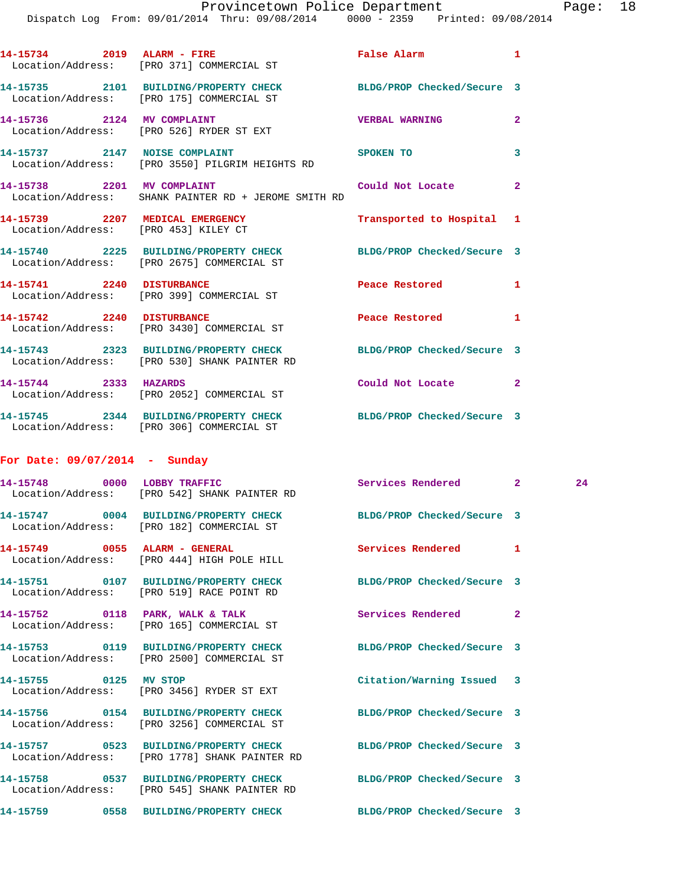14-15734 2019 ALARM - FIRE False Alarm 1
Location/Address: [PRO 371] COMMERCIAL ST

14-15735 2101 BUILDING/PROPERTY CHECK BLDG/PROP Checked/Secure 3
Location/Address: [PRO 175] COMMERCIAL ST

14-15736 2124 MV COMPLAINT VERBAL WARNING 2
Location/Address: [PRO 526] RYDER ST EXT

14-15737 2147 NOISE COMPLAINT SPOKEN TO 3
Location/Address: [PRO 3550] PILGRIM HEIGHTS RD

14-15738 2201 MV COMPLAINT Could Not Locate 2
Location/Address: SHANK PAINTER RD + JEROME SMITH RD

14-15739 2207 MEDICAL EMERGENCY Transported to Hospital 1
Location/Address: [PRO 453] KILEY CT

14-15740 2225 BUILDING/PROPERTY CHECK BLDG/PROP Checked/Secure 3
Location/Address: [PRO 2675] COMMERCIAL ST

14-15741 2240 DISTURBANCE Peace Restored 1
Location/Address: [PRO 399] COMMERCIAL ST

14-15742 2240 DISTURBANCE Peace Restored 1
Location/Address: [PRO 3430] COMMERCIAL ST

14-15743 2323 BUILDING/PROPERTY CHECK BLDG/PROP Checked/Secure 3
Location/Address: [PRO 530] SHANK PAINTER RD

14-15744 2333 HAZARDS Could Not Locate 2
Location/Address: [PRO 2052] COMMERCIAL ST

14-15745 2344 BUILDING/PROPERTY CHECK BLDG/PROP Checked/Secure 3
Location/Address: [PRO 306] COMMERCIAL ST

## For Date: 09/07/2014 - Sunday

14-15748 0000 LOBBY TRAFFIC Services Rendered 2 24
Location/Address: [PRO 542] SHANK PAINTER RD

14-15747 0004 BUILDING/PROPERTY CHECK BLDG/PROP Checked/Secure 3
Location/Address: [PRO 182] COMMERCIAL ST

14-15749 0055 ALARM - GENERAL Services Rendered 1
Location/Address: [PRO 444] HIGH POLE HILL

14-15751 0107 BUILDING/PROPERTY CHECK BLDG/PROP Checked/Secure 3
Location/Address: [PRO 519] RACE POINT RD

14-15752 0118 PARK, WALK & TALK Services Rendered 2
Location/Address: [PRO 165] COMMERCIAL ST

14-15753 0119 BUILDING/PROPERTY CHECK BLDG/PROP Checked/Secure 3
Location/Address: [PRO 2500] COMMERCIAL ST

14-15755 0125 MV STOP Citation/Warning Issued 3
Location/Address: [PRO 3456] RYDER ST EXT

14-15756 0154 BUILDING/PROPERTY CHECK BLDG/PROP Checked/Secure 3
Location/Address: [PRO 3256] COMMERCIAL ST

14-15757 0523 BUILDING/PROPERTY CHECK BLDG/PROP Checked/Secure 3
Location/Address: [PRO 1778] SHANK PAINTER RD

14-15758 0537 BUILDING/PROPERTY CHECK BLDG/PROP Checked/Secure 3
Location/Address: [PRO 545] SHANK PAINTER RD

14-15759 0558 BUILDING/PROPERTY CHECK BLDG/PROP Checked/Secure 3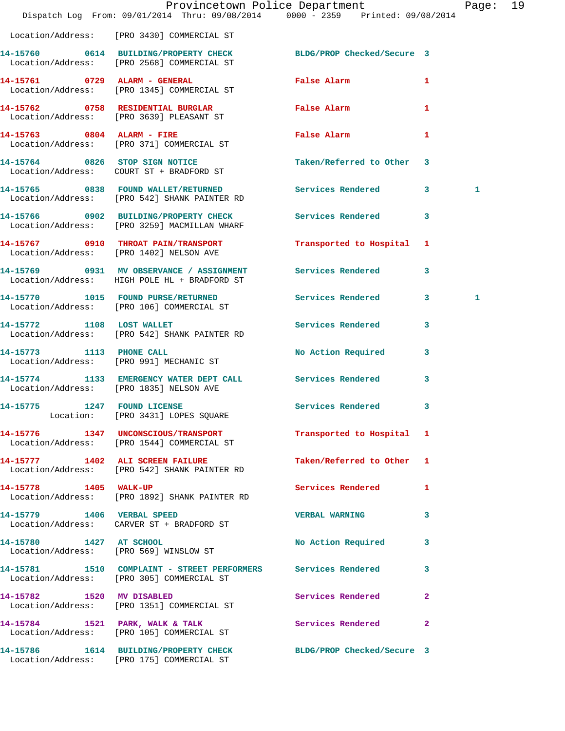Location/Address: [PRO 3430] COMMERCIAL ST

| Call # | Time | Call Reason | Action | Priority | |
|---|---|---|---|---|---|
| 14-15760 | 0614 | BUILDING/PROPERTY CHECK | BLDG/PROP Checked/Secure | 3 | |
| Location/Address: | | [PRO 2568] COMMERCIAL ST | | | |
| 14-15761 | 0729 | ALARM - GENERAL | False Alarm | 1 | |
| Location/Address: | | [PRO 1345] COMMERCIAL ST | | | |
| 14-15762 | 0758 | RESIDENTIAL BURGLAR | False Alarm | 1 | |
| Location/Address: | | [PRO 3639] PLEASANT ST | | | |
| 14-15763 | 0804 | ALARM - FIRE | False Alarm | 1 | |
| Location/Address: | | [PRO 371] COMMERCIAL ST | | | |
| 14-15764 | 0826 | STOP SIGN NOTICE | Taken/Referred to Other | 3 | |
| Location/Address: | | COURT ST + BRADFORD ST | | | |
| 14-15765 | 0838 | FOUND WALLET/RETURNED | Services Rendered | 3 | 1 |
| Location/Address: | | [PRO 542] SHANK PAINTER RD | | | |
| 14-15766 | 0902 | BUILDING/PROPERTY CHECK | Services Rendered | 3 | |
| Location/Address: | | [PRO 3259] MACMILLAN WHARF | | | |
| 14-15767 | 0910 | THROAT PAIN/TRANSPORT | Transported to Hospital | 1 | |
| Location/Address: | | [PRO 1402] NELSON AVE | | | |
| 14-15769 | 0931 | MV OBSERVANCE / ASSIGNMENT | Services Rendered | 3 | |
| Location/Address: | | HIGH POLE HL + BRADFORD ST | | | |
| 14-15770 | 1015 | FOUND PURSE/RETURNED | Services Rendered | 3 | 1 |
| Location/Address: | | [PRO 106] COMMERCIAL ST | | | |
| 14-15772 | 1108 | LOST WALLET | Services Rendered | 3 | |
| Location/Address: | | [PRO 542] SHANK PAINTER RD | | | |
| 14-15773 | 1113 | PHONE CALL | No Action Required | 3 | |
| Location/Address: | | [PRO 991] MECHANIC ST | | | |
| 14-15774 | 1133 | EMERGENCY WATER DEPT CALL | Services Rendered | 3 | |
| Location/Address: | | [PRO 1835] NELSON AVE | | | |
| 14-15775 | 1247 | FOUND LICENSE | Services Rendered | 3 | |
| Location: | | [PRO 3431] LOPES SQUARE | | | |
| 14-15776 | 1347 | UNCONSCIOUS/TRANSPORT | Transported to Hospital | 1 | |
| Location/Address: | | [PRO 1544] COMMERCIAL ST | | | |
| 14-15777 | 1402 | ALI SCREEN FAILURE | Taken/Referred to Other | 1 | |
| Location/Address: | | [PRO 542] SHANK PAINTER RD | | | |
| 14-15778 | 1405 | WALK-UP | Services Rendered | 1 | |
| Location/Address: | | [PRO 1892] SHANK PAINTER RD | | | |
| 14-15779 | 1406 | VERBAL SPEED | VERBAL WARNING | 3 | |
| Location/Address: | | CARVER ST + BRADFORD ST | | | |
| 14-15780 | 1427 | AT SCHOOL | No Action Required | 3 | |
| Location/Address: | | [PRO 569] WINSLOW ST | | | |
| 14-15781 | 1510 | COMPLAINT - STREET PERFORMERS | Services Rendered | 3 | |
| Location/Address: | | [PRO 305] COMMERCIAL ST | | | |
| 14-15782 | 1520 | MV DISABLED | Services Rendered | 2 | |
| Location/Address: | | [PRO 1351] COMMERCIAL ST | | | |
| 14-15784 | 1521 | PARK, WALK & TALK | Services Rendered | 2 | |
| Location/Address: | | [PRO 105] COMMERCIAL ST | | | |
| 14-15786 | 1614 | BUILDING/PROPERTY CHECK | BLDG/PROP Checked/Secure | 3 | |
| Location/Address: | | [PRO 175] COMMERCIAL ST | | | |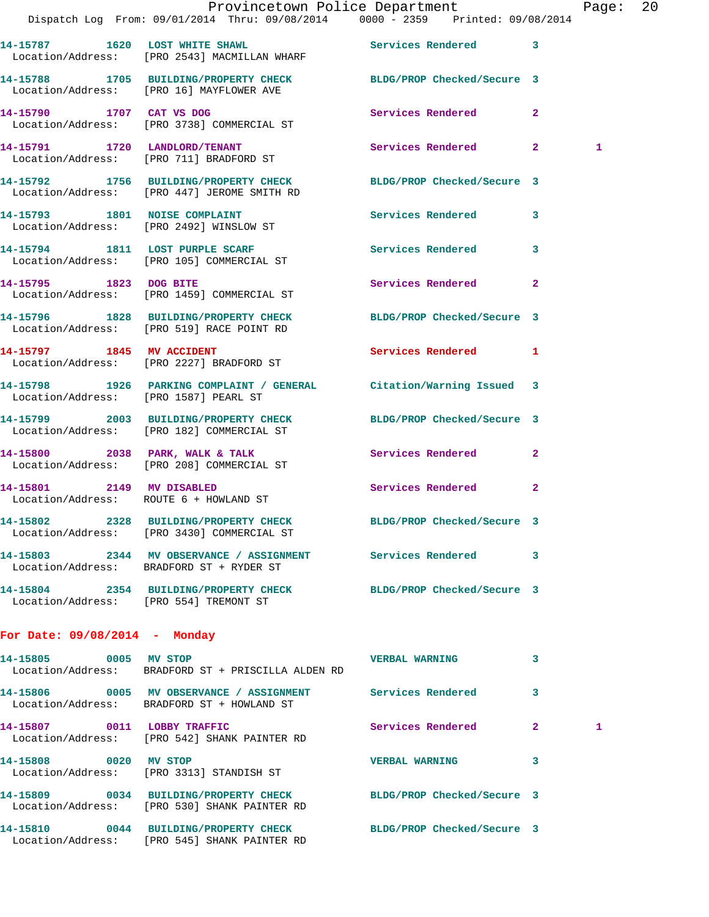14-15787 1620 LOST WHITE SHAWL Services Rendered 3
Location/Address: [PRO 2543] MACMILLAN WHARF

14-15788 1705 BUILDING/PROPERTY CHECK BLDG/PROP Checked/Secure 3
Location/Address: [PRO 16] MAYFLOWER AVE

14-15790 1707 CAT VS DOG Services Rendered 2
Location/Address: [PRO 3738] COMMERCIAL ST

14-15791 1720 LANDLORD/TENANT Services Rendered 2 1
Location/Address: [PRO 711] BRADFORD ST

14-15792 1756 BUILDING/PROPERTY CHECK BLDG/PROP Checked/Secure 3
Location/Address: [PRO 447] JEROME SMITH RD

14-15793 1801 NOISE COMPLAINT Services Rendered 3
Location/Address: [PRO 2492] WINSLOW ST

14-15794 1811 LOST PURPLE SCARF Services Rendered 3
Location/Address: [PRO 105] COMMERCIAL ST

14-15795 1823 DOG BITE Services Rendered 2
Location/Address: [PRO 1459] COMMERCIAL ST

14-15796 1828 BUILDING/PROPERTY CHECK BLDG/PROP Checked/Secure 3
Location/Address: [PRO 519] RACE POINT RD

14-15797 1845 MV ACCIDENT Services Rendered 1
Location/Address: [PRO 2227] BRADFORD ST

14-15798 1926 PARKING COMPLAINT / GENERAL Citation/Warning Issued 3
Location/Address: [PRO 1587] PEARL ST

14-15799 2003 BUILDING/PROPERTY CHECK BLDG/PROP Checked/Secure 3
Location/Address: [PRO 182] COMMERCIAL ST

14-15800 2038 PARK, WALK & TALK Services Rendered 2
Location/Address: [PRO 208] COMMERCIAL ST

14-15801 2149 MV DISABLED Services Rendered 2
Location/Address: ROUTE 6 + HOWLAND ST

14-15802 2328 BUILDING/PROPERTY CHECK BLDG/PROP Checked/Secure 3
Location/Address: [PRO 3430] COMMERCIAL ST

14-15803 2344 MV OBSERVANCE / ASSIGNMENT Services Rendered 3
Location/Address: BRADFORD ST + RYDER ST

14-15804 2354 BUILDING/PROPERTY CHECK BLDG/PROP Checked/Secure 3
Location/Address: [PRO 554] TREMONT ST

**For Date: 09/08/2014 - Monday**

14-15805 0005 MV STOP VERBAL WARNING 3
Location/Address: BRADFORD ST + PRISCILLA ALDEN RD

14-15806 0005 MV OBSERVANCE / ASSIGNMENT Services Rendered 3
Location/Address: BRADFORD ST + HOWLAND ST

14-15807 0011 LOBBY TRAFFIC Services Rendered 2 1
Location/Address: [PRO 542] SHANK PAINTER RD

14-15808 0020 MV STOP VERBAL WARNING 3
Location/Address: [PRO 3313] STANDISH ST

14-15809 0034 BUILDING/PROPERTY CHECK BLDG/PROP Checked/Secure 3
Location/Address: [PRO 530] SHANK PAINTER RD

14-15810 0044 BUILDING/PROPERTY CHECK BLDG/PROP Checked/Secure 3
Location/Address: [PRO 545] SHANK PAINTER RD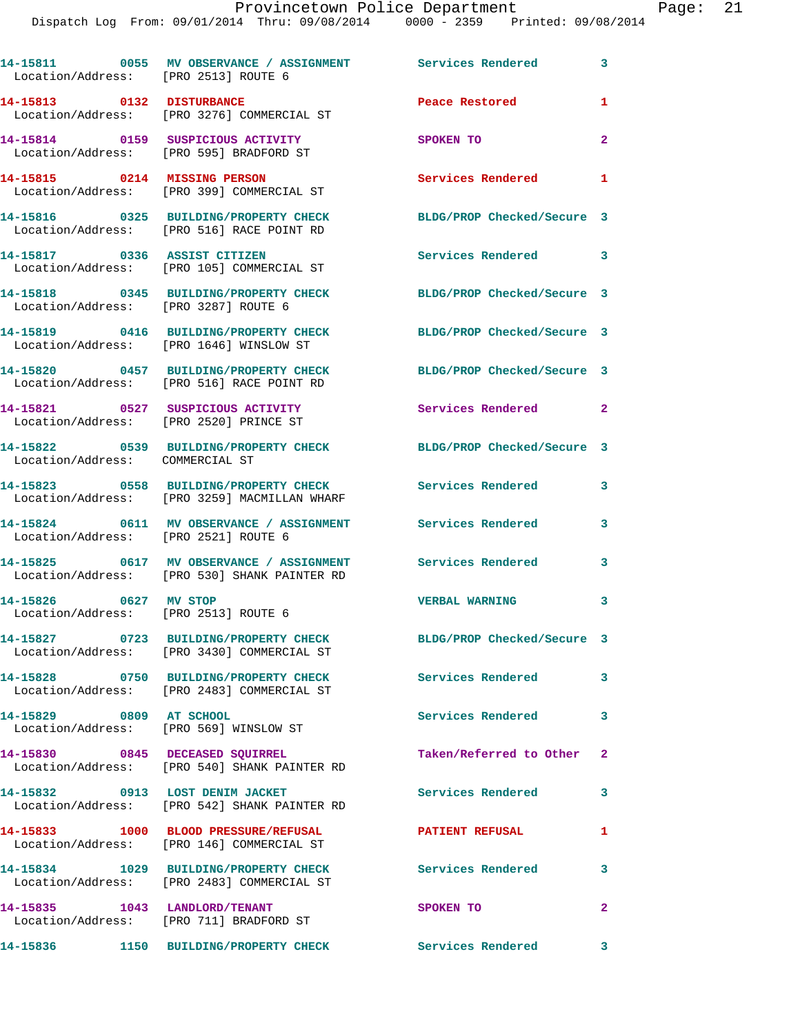14-15811 0055 MV OBSERVANCE / ASSIGNMENT Services Rendered 3
Location/Address: [PRO 2513] ROUTE 6

14-15813 0132 DISTURBANCE Peace Restored 1
Location/Address: [PRO 3276] COMMERCIAL ST

14-15814 0159 SUSPICIOUS ACTIVITY SPOKEN TO 2
Location/Address: [PRO 595] BRADFORD ST

14-15815 0214 MISSING PERSON Services Rendered 1
Location/Address: [PRO 399] COMMERCIAL ST

14-15816 0325 BUILDING/PROPERTY CHECK BLDG/PROP Checked/Secure 3
Location/Address: [PRO 516] RACE POINT RD

14-15817 0336 ASSIST CITIZEN Services Rendered 3
Location/Address: [PRO 105] COMMERCIAL ST

14-15818 0345 BUILDING/PROPERTY CHECK BLDG/PROP Checked/Secure 3
Location/Address: [PRO 3287] ROUTE 6

14-15819 0416 BUILDING/PROPERTY CHECK BLDG/PROP Checked/Secure 3
Location/Address: [PRO 1646] WINSLOW ST

14-15820 0457 BUILDING/PROPERTY CHECK BLDG/PROP Checked/Secure 3
Location/Address: [PRO 516] RACE POINT RD

14-15821 0527 SUSPICIOUS ACTIVITY Services Rendered 2
Location/Address: [PRO 2520] PRINCE ST

14-15822 0539 BUILDING/PROPERTY CHECK BLDG/PROP Checked/Secure 3
Location/Address: COMMERCIAL ST

14-15823 0558 BUILDING/PROPERTY CHECK Services Rendered 3
Location/Address: [PRO 3259] MACMILLAN WHARF

14-15824 0611 MV OBSERVANCE / ASSIGNMENT Services Rendered 3
Location/Address: [PRO 2521] ROUTE 6

14-15825 0617 MV OBSERVANCE / ASSIGNMENT Services Rendered 3
Location/Address: [PRO 530] SHANK PAINTER RD

14-15826 0627 MV STOP VERBAL WARNING 3
Location/Address: [PRO 2513] ROUTE 6

14-15827 0723 BUILDING/PROPERTY CHECK BLDG/PROP Checked/Secure 3
Location/Address: [PRO 3430] COMMERCIAL ST

14-15828 0750 BUILDING/PROPERTY CHECK Services Rendered 3
Location/Address: [PRO 2483] COMMERCIAL ST

14-15829 0809 AT SCHOOL Services Rendered 3
Location/Address: [PRO 569] WINSLOW ST

14-15830 0845 DECEASED SQUIRREL Taken/Referred to Other 2
Location/Address: [PRO 540] SHANK PAINTER RD

14-15832 0913 LOST DENIM JACKET Services Rendered 3
Location/Address: [PRO 542] SHANK PAINTER RD

14-15833 1000 BLOOD PRESSURE/REFUSAL PATIENT REFUSAL 1
Location/Address: [PRO 146] COMMERCIAL ST

14-15834 1029 BUILDING/PROPERTY CHECK Services Rendered 3
Location/Address: [PRO 2483] COMMERCIAL ST

14-15835 1043 LANDLORD/TENANT SPOKEN TO 2
Location/Address: [PRO 711] BRADFORD ST

14-15836 1150 BUILDING/PROPERTY CHECK Services Rendered 3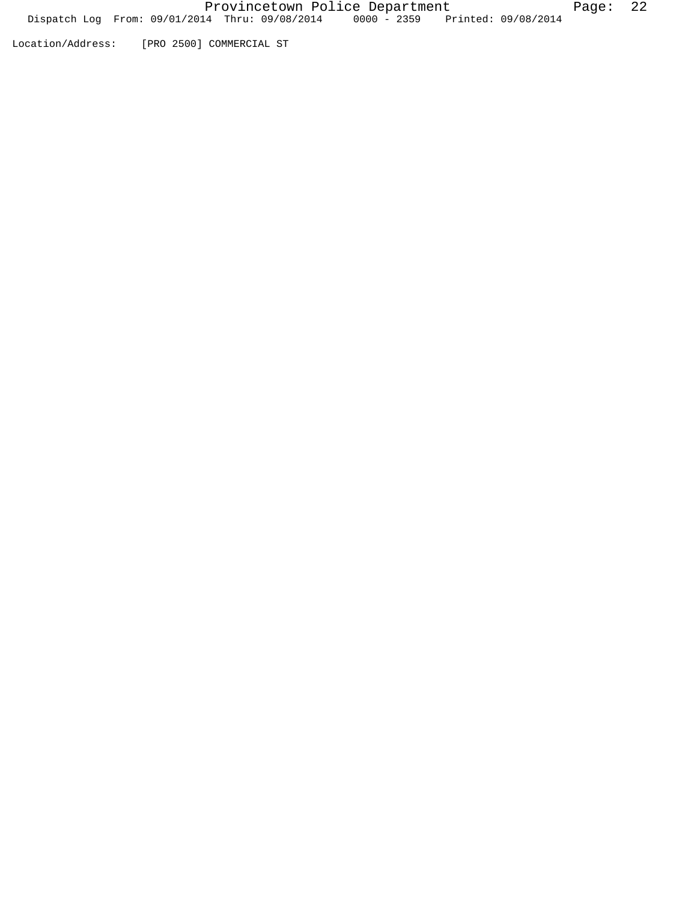Location/Address: [PRO 2500] COMMERCIAL ST